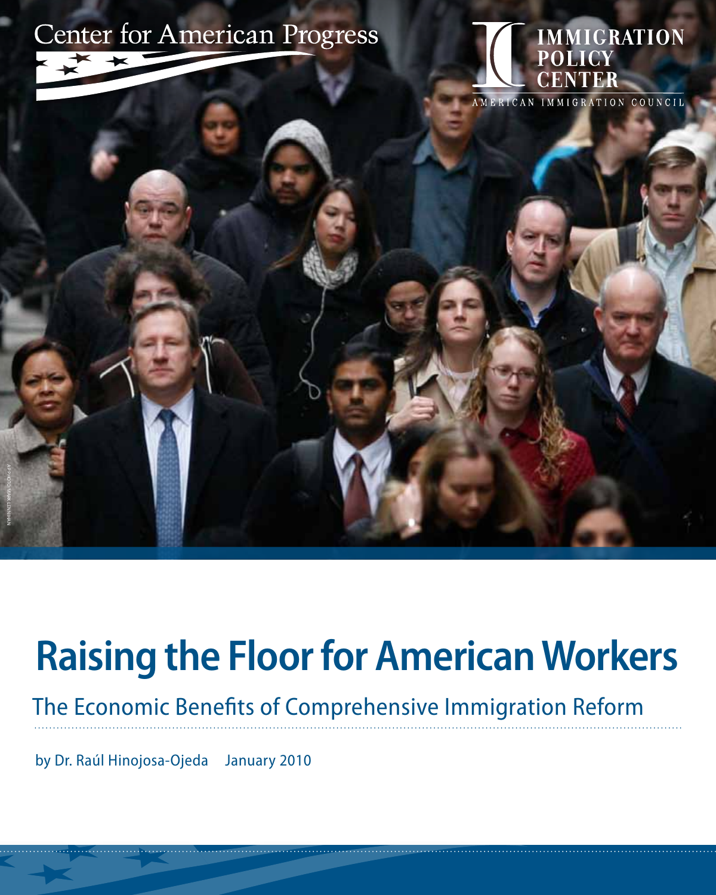Center for American Progress

IMMIGRATION POLICY CENTER

AMERICAN IMMIGRATION COUNCIL

AP PHOTO/MARK LENNIHAN

# Raising the Floor for American Workers

## The Economic Benefits of Comprehensive Immigration Reform

by Dr. Raúl Hinojosa-Ojeda    January 2010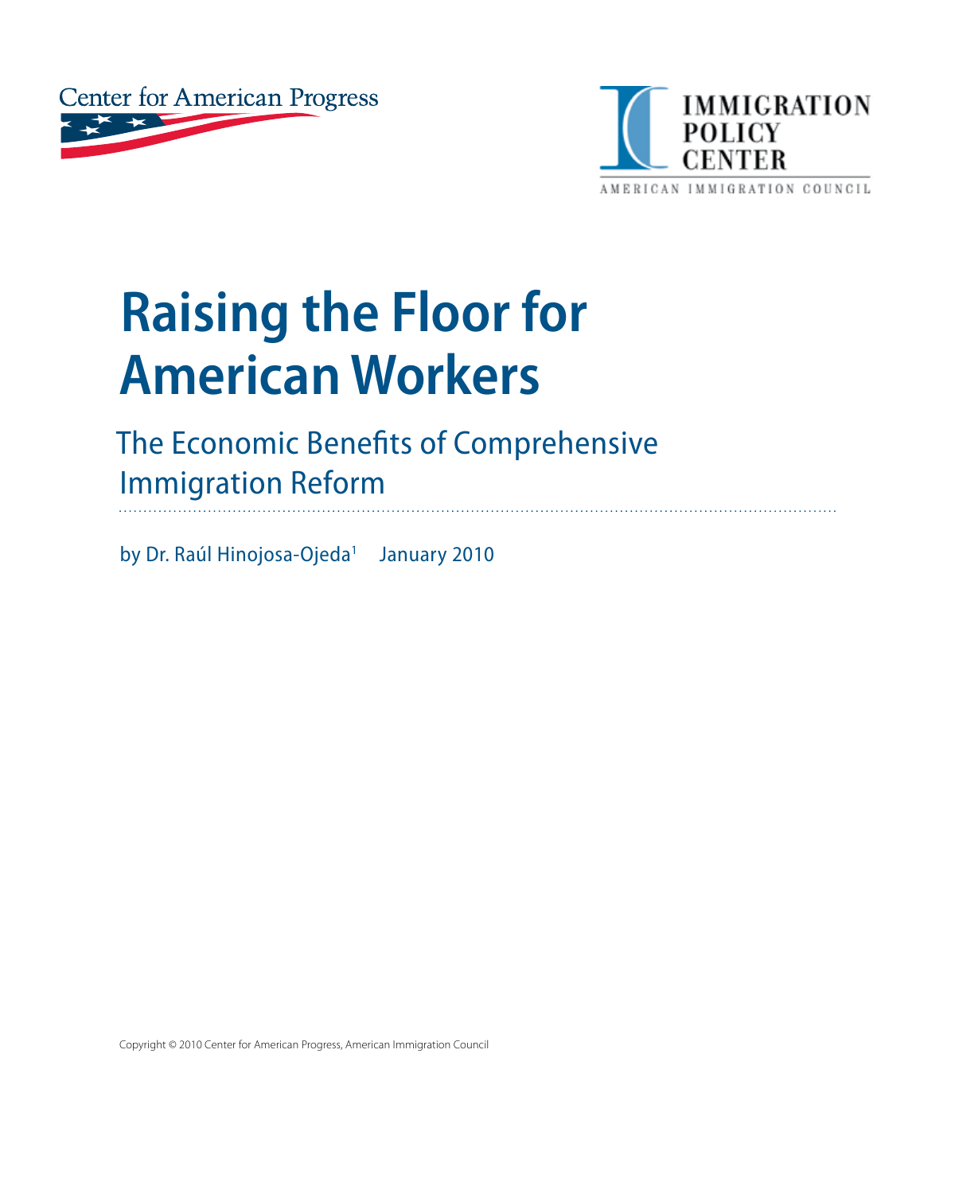Center for American Progress

IMMIGRATION POLICY CENTER

AMERICAN IMMIGRATION COUNCIL

# Raising the Floor for American Workers

## The Economic Benefits of Comprehensive Immigration Reform

by Dr. Raúl Hinojosa-Ojeda[1] January 2010

Copyright © 2010 Center for American Progress, American Immigration Council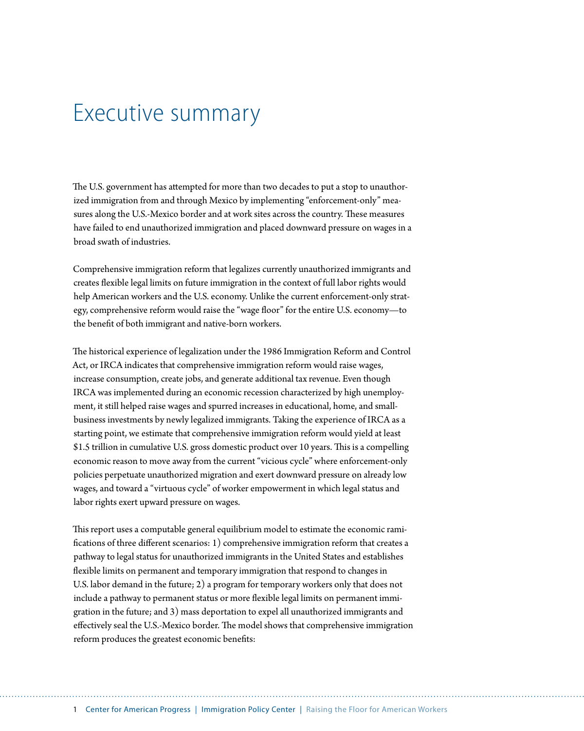# Executive summary

The U.S. government has attempted for more than two decades to put a stop to unauthorized immigration from and through Mexico by implementing "enforcement-only" measures along the U.S.-Mexico border and at work sites across the country. These measures have failed to end unauthorized immigration and placed downward pressure on wages in a broad swath of industries.

Comprehensive immigration reform that legalizes currently unauthorized immigrants and creates flexible legal limits on future immigration in the context of full labor rights would help American workers and the U.S. economy. Unlike the current enforcement-only strategy, comprehensive reform would raise the "wage floor" for the entire U.S. economy—to the benefit of both immigrant and native-born workers.

The historical experience of legalization under the 1986 Immigration Reform and Control Act, or IRCA indicates that comprehensive immigration reform would raise wages, increase consumption, create jobs, and generate additional tax revenue. Even though IRCA was implemented during an economic recession characterized by high unemployment, it still helped raise wages and spurred increases in educational, home, and small-business investments by newly legalized immigrants. Taking the experience of IRCA as a starting point, we estimate that comprehensive immigration reform would yield at least $1.5 trillion in cumulative U.S. gross domestic product over 10 years. This is a compelling economic reason to move away from the current "vicious cycle" where enforcement-only policies perpetuate unauthorized migration and exert downward pressure on already low wages, and toward a "virtuous cycle" of worker empowerment in which legal status and labor rights exert upward pressure on wages.

This report uses a computable general equilibrium model to estimate the economic ramifications of three different scenarios: 1) comprehensive immigration reform that creates a pathway to legal status for unauthorized immigrants in the United States and establishes flexible limits on permanent and temporary immigration that respond to changes in U.S. labor demand in the future; 2) a program for temporary workers only that does not include a pathway to permanent status or more flexible legal limits on permanent immigration in the future; and 3) mass deportation to expel all unauthorized immigrants and effectively seal the U.S.-Mexico border. The model shows that comprehensive immigration reform produces the greatest economic benefits: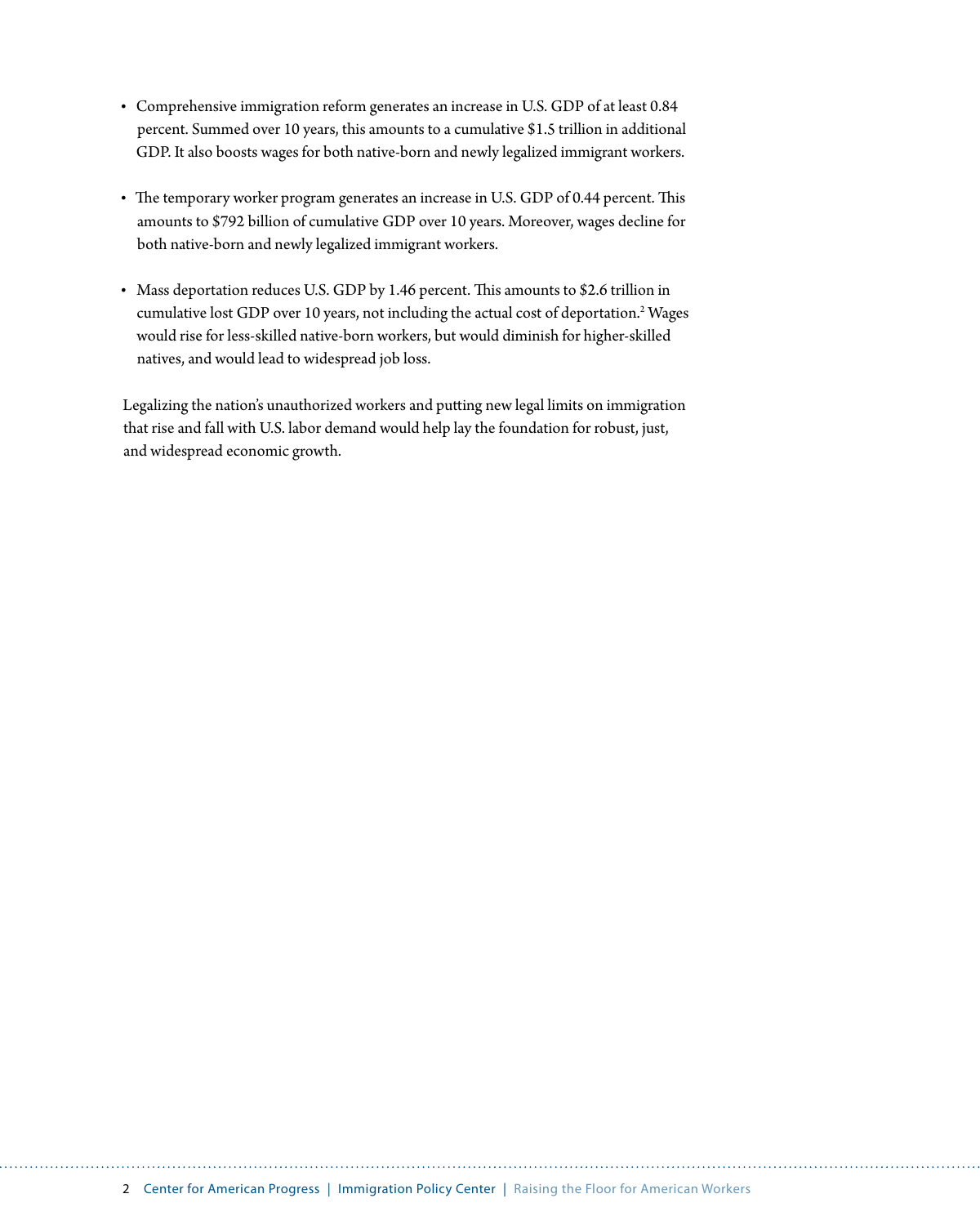- Comprehensive immigration reform generates an increase in U.S. GDP of at least 0.84 percent. Summed over 10 years, this amounts to a cumulative $1.5 trillion in additional GDP. It also boosts wages for both native-born and newly legalized immigrant workers.

- The temporary worker program generates an increase in U.S. GDP of 0.44 percent. This amounts to $792 billion of cumulative GDP over 10 years. Moreover, wages decline for both native-born and newly legalized immigrant workers.

- Mass deportation reduces U.S. GDP by 1.46 percent. This amounts to $2.6 trillion in cumulative lost GDP over 10 years, not including the actual cost of deportation.[2] Wages would rise for less-skilled native-born workers, but would diminish for higher-skilled natives, and would lead to widespread job loss.

Legalizing the nation's unauthorized workers and putting new legal limits on immigration that rise and fall with U.S. labor demand would help lay the foundation for robust, just, and widespread economic growth.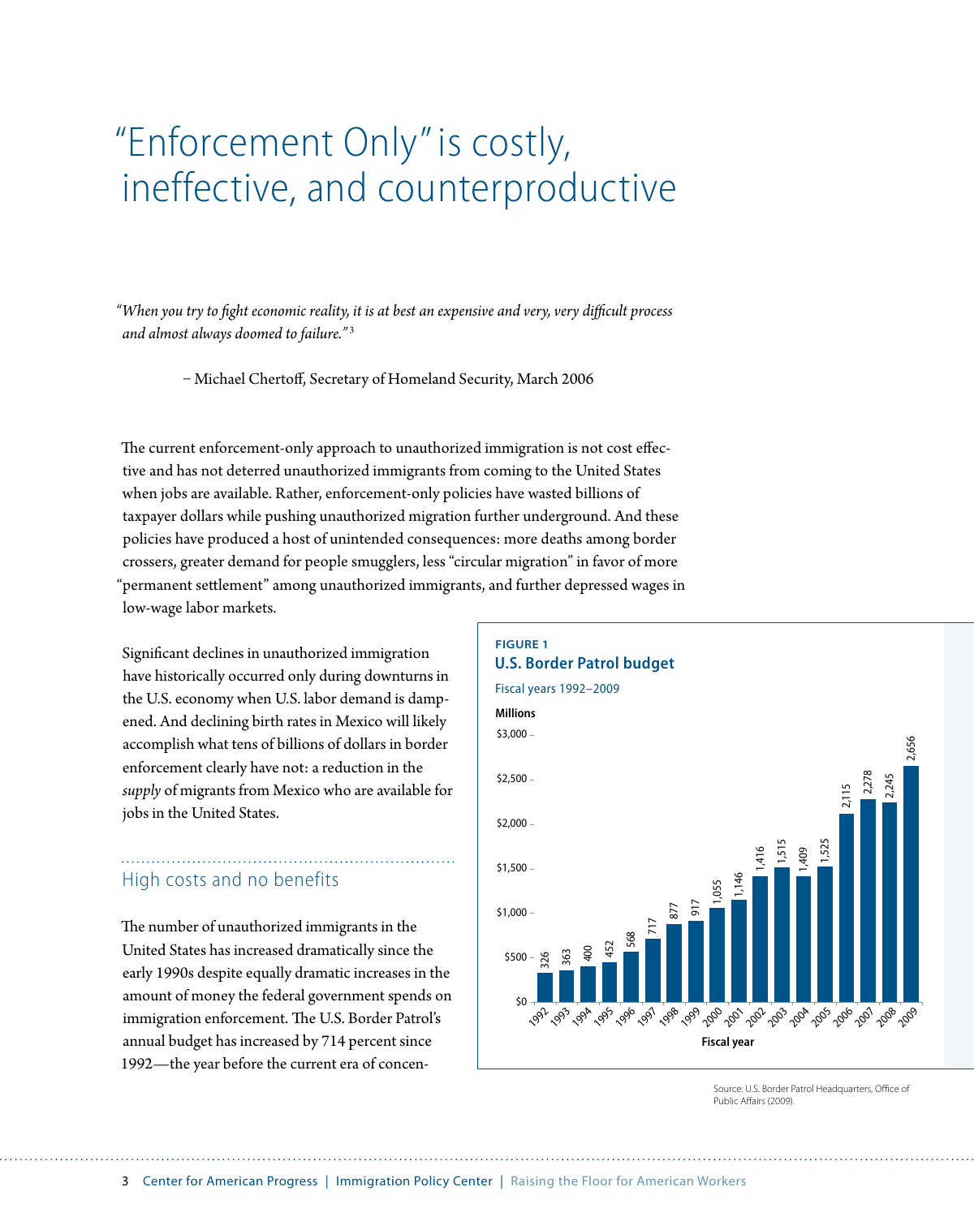# "Enforcement Only" is costly, ineffective, and counterproductive

*"When you try to fight economic reality, it is at best an expensive and very, very difficult process and almost always doomed to failure."*[3]

– Michael Chertoff, Secretary of Homeland Security, March 2006

The current enforcement-only approach to unauthorized immigration is not cost effective and has not deterred unauthorized immigrants from coming to the United States when jobs are available. Rather, enforcement-only policies have wasted billions of taxpayer dollars while pushing unauthorized migration further underground. And these policies have produced a host of unintended consequences: more deaths among border crossers, greater demand for people smugglers, less "circular migration" in favor of more "permanent settlement" among unauthorized immigrants, and further depressed wages in low-wage labor markets.

Significant declines in unauthorized immigration have historically occurred only during downturns in the U.S. economy when U.S. labor demand is dampened. And declining birth rates in Mexico will likely accomplish what tens of billions of dollars in border enforcement clearly have not: a reduction in the *supply* of migrants from Mexico who are available for jobs in the United States.

## High costs and no benefits

The number of unauthorized immigrants in the United States has increased dramatically since the early 1990s despite equally dramatic increases in the amount of money the federal government spends on immigration enforcement. The U.S. Border Patrol's annual budget has increased by 714 percent since 1992—the year before the current era of concen-

**FIGURE 1**

**U.S. Border Patrol budget**

Fiscal years 1992–2009

Millions

| Fiscal year | Budget (millions) |
|---|---|
| 1992 | 326 |
| 1993 | 363 |
| 1994 | 400 |
| 1995 | 452 |
| 1996 | 568 |
| 1997 | 717 |
| 1998 | 877 |
| 1999 | 917 |
| 2000 | 1,055 |
| 2001 | 1,146 |
| 2002 | 1,416 |
| 2003 | 1,515 |
| 2004 | 1,409 |
| 2005 | 1,525 |
| 2006 | 2,115 |
| 2007 | 2,278 |
| 2008 | 2,245 |
| 2009 | 2,656 |

Source: U.S. Border Patrol Headquarters, Office of Public Affairs (2009).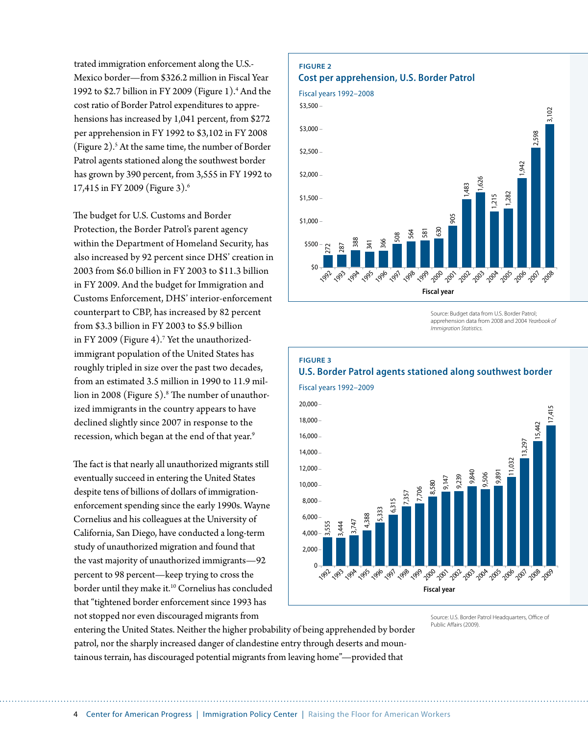trated immigration enforcement along the U.S.-Mexico border—from $326.2 million in Fiscal Year 1992 to $2.7 billion in FY 2009 (Figure 1).[4] And the cost ratio of Border Patrol expenditures to apprehensions has increased by 1,041 percent, from $272 per apprehension in FY 1992 to $3,102 in FY 2008 (Figure 2).[5] At the same time, the number of Border Patrol agents stationed along the southwest border has grown by 390 percent, from 3,555 in FY 1992 to 17,415 in FY 2009 (Figure 3).[6]

The budget for U.S. Customs and Border Protection, the Border Patrol's parent agency within the Department of Homeland Security, has also increased by 92 percent since DHS' creation in 2003 from $6.0 billion in FY 2003 to $11.3 billion in FY 2009. And the budget for Immigration and Customs Enforcement, DHS' interior-enforcement counterpart to CBP, has increased by 82 percent from $3.3 billion in FY 2003 to $5.9 billion in FY 2009 (Figure 4).[7] Yet the unauthorized-immigrant population of the United States has roughly tripled in size over the past two decades, from an estimated 3.5 million in 1990 to 11.9 million in 2008 (Figure 5).[8] The number of unauthorized immigrants in the country appears to have declined slightly since 2007 in response to the recession, which began at the end of that year.[9]

The fact is that nearly all unauthorized migrants still eventually succeed in entering the United States despite tens of billions of dollars of immigration-enforcement spending since the early 1990s. Wayne Cornelius and his colleagues at the University of California, San Diego, have conducted a long-term study of unauthorized migration and found that the vast majority of unauthorized immigrants—92 percent to 98 percent—keep trying to cross the border until they make it.[10] Cornelius has concluded that "tightened border enforcement since 1993 has not stopped nor even discouraged migrants from entering the United States. Neither the higher probability of being apprehended by border patrol, nor the sharply increased danger of clandestine entry through deserts and mountainous terrain, has discouraged potential migrants from leaving home"—provided that

**FIGURE 2**

**Cost per apprehension, U.S. Border Patrol**

Fiscal years 1992–2008

| Fiscal year | Cost per apprehension ($) |
|---|---|
| 1992 | 272 |
| 1993 | 287 |
| 1994 | 388 |
| 1995 | 341 |
| 1996 | 366 |
| 1997 | 508 |
| 1998 | 564 |
| 1999 | 581 |
| 2000 | 630 |
| 2001 | 905 |
| 2002 | 1,483 |
| 2003 | 1,626 |
| 2004 | 1,215 |
| 2005 | 1,282 |
| 2006 | 1,942 |
| 2007 | 2,598 |
| 2008 | 3,102 |

Source: Budget data from U.S. Border Patrol; apprehension data from 2008 and 2004 *Yearbook of Immigration Statistics*.

**FIGURE 3**

**U.S. Border Patrol agents stationed along southwest border**

Fiscal years 1992–2009

| Fiscal year | Agents |
|---|---|
| 1992 | 3,555 |
| 1993 | 3,444 |
| 1994 | 3,747 |
| 1995 | 4,388 |
| 1996 | 5,333 |
| 1997 | 6,315 |
| 1998 | 7,357 |
| 1999 | 7,706 |
| 2000 | 8,580 |
| 2001 | 9,147 |
| 2002 | 9,239 |
| 2003 | 9,840 |
| 2004 | 9,506 |
| 2005 | 9,891 |
| 2006 | 11,032 |
| 2007 | 13,297 |
| 2008 | 15,442 |
| 2009 | 17,415 |

Source: U.S. Border Patrol Headquarters, Office of Public Affairs (2009).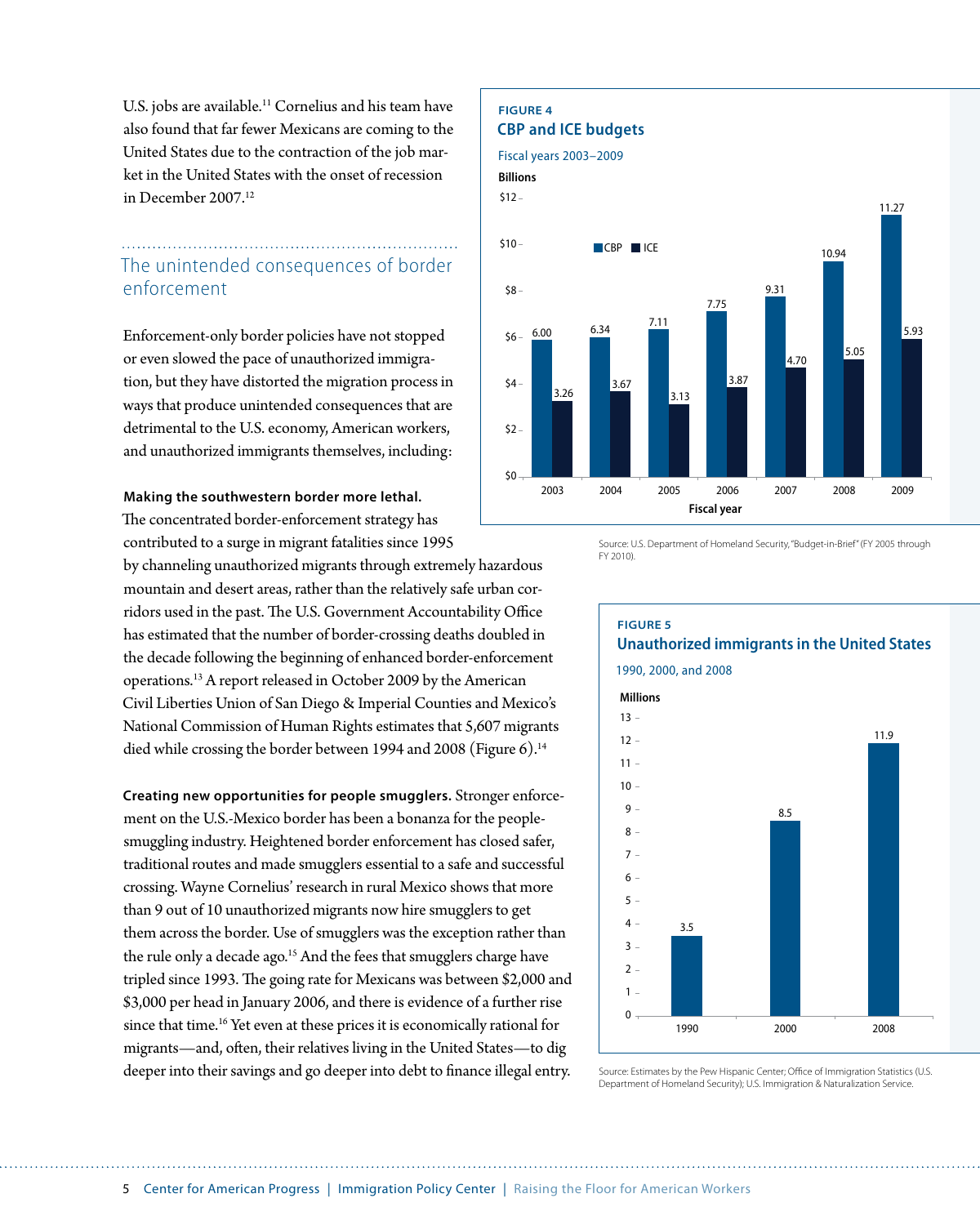U.S. jobs are available.[11] Cornelius and his team have also found that far fewer Mexicans are coming to the United States due to the contraction of the job market in the United States with the onset of recession in December 2007.[12]

## The unintended consequences of border enforcement

Enforcement-only border policies have not stopped or even slowed the pace of unauthorized immigration, but they have distorted the migration process in ways that produce unintended consequences that are detrimental to the U.S. economy, American workers, and unauthorized immigrants themselves, including:

**Making the southwestern border more lethal.** The concentrated border-enforcement strategy has contributed to a surge in migrant fatalities since 1995 by channeling unauthorized migrants through extremely hazardous mountain and desert areas, rather than the relatively safe urban corridors used in the past. The U.S. Government Accountability Office has estimated that the number of border-crossing deaths doubled in the decade following the beginning of enhanced border-enforcement operations.[13] A report released in October 2009 by the American Civil Liberties Union of San Diego & Imperial Counties and Mexico's National Commission of Human Rights estimates that 5,607 migrants died while crossing the border between 1994 and 2008 (Figure 6).[14]

**Creating new opportunities for people smugglers.** Stronger enforcement on the U.S.-Mexico border has been a bonanza for the people-smuggling industry. Heightened border enforcement has closed safer, traditional routes and made smugglers essential to a safe and successful crossing. Wayne Cornelius' research in rural Mexico shows that more than 9 out of 10 unauthorized migrants now hire smugglers to get them across the border. Use of smugglers was the exception rather than the rule only a decade ago.[15] And the fees that smugglers charge have tripled since 1993. The going rate for Mexicans was between $2,000 and $3,000 per head in January 2006, and there is evidence of a further rise since that time.[16] Yet even at these prices it is economically rational for migrants—and, often, their relatives living in the United States—to dig deeper into their savings and go deeper into debt to finance illegal entry.

**FIGURE 4**

**CBP and ICE budgets**

Fiscal years 2003–2009

Billions

| Fiscal year | CBP | ICE |
|---|---|---|
| 2003 | 6.00 | 3.26 |
| 2004 | 6.34 | 3.67 |
| 2005 | 7.11 | 3.13 |
| 2006 | 7.75 | 3.87 |
| 2007 | 9.31 | 4.70 |
| 2008 | 10.94 | 5.05 |
| 2009 | 11.27 | 5.93 |

Source: U.S. Department of Homeland Security, "Budget-in-Brief" (FY 2005 through FY 2010).

**FIGURE 5**

**Unauthorized immigrants in the United States**

1990, 2000, and 2008

Millions

| Year | Millions |
|---|---|
| 1990 | 3.5 |
| 2000 | 8.5 |
| 2008 | 11.9 |

Source: Estimates by the Pew Hispanic Center; Office of Immigration Statistics (U.S. Department of Homeland Security); U.S. Immigration & Naturalization Service.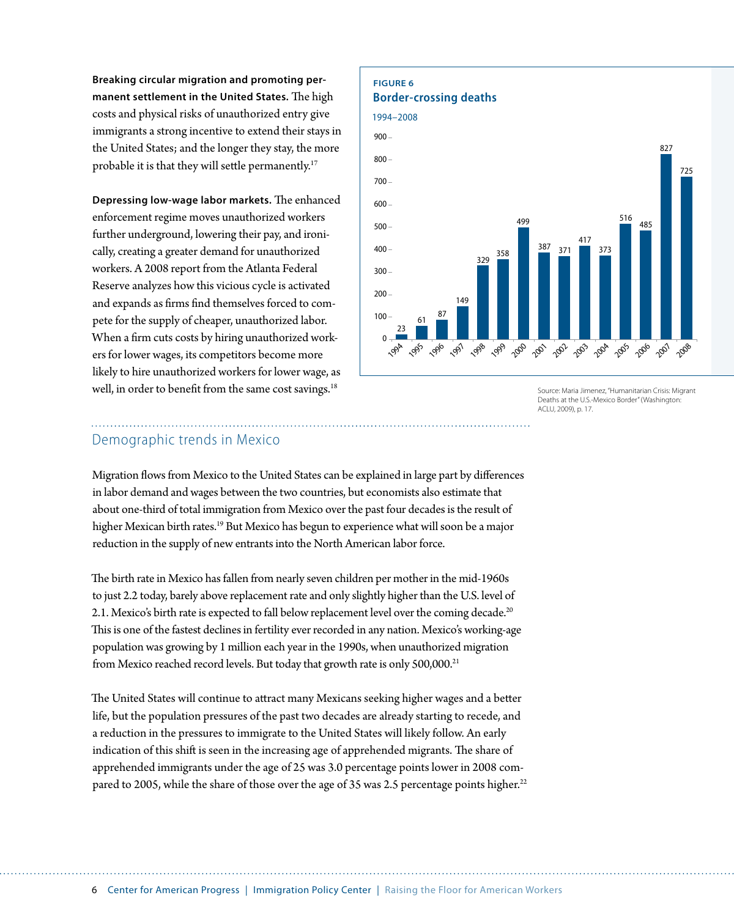**Breaking circular migration and promoting permanent settlement in the United States.** The high costs and physical risks of unauthorized entry give immigrants a strong incentive to extend their stays in the United States; and the longer they stay, the more probable it is that they will settle permanently.[17]

**Depressing low-wage labor markets.** The enhanced enforcement regime moves unauthorized workers further underground, lowering their pay, and ironically, creating a greater demand for unauthorized workers. A 2008 report from the Atlanta Federal Reserve analyzes how this vicious cycle is activated and expands as firms find themselves forced to compete for the supply of cheaper, unauthorized labor. When a firm cuts costs by hiring unauthorized workers for lower wages, its competitors become more likely to hire unauthorized workers for lower wage, as well, in order to benefit from the same cost savings.[18]

**FIGURE 6**

**Border-crossing deaths**

1994–2008

| Year | Deaths |
|---|---|
| 1994 | 23 |
| 1995 | 61 |
| 1996 | 87 |
| 1997 | 149 |
| 1998 | 329 |
| 1999 | 358 |
| 2000 | 499 |
| 2001 | 387 |
| 2002 | 371 |
| 2003 | 417 |
| 2004 | 373 |
| 2005 | 516 |
| 2006 | 485 |
| 2007 | 827 |
| 2008 | 725 |

Source: Maria Jimenez, "Humanitarian Crisis: Migrant Deaths at the U.S.-Mexico Border" (Washington: ACLU, 2009), p. 17.

## Demographic trends in Mexico

Migration flows from Mexico to the United States can be explained in large part by differences in labor demand and wages between the two countries, but economists also estimate that about one-third of total immigration from Mexico over the past four decades is the result of higher Mexican birth rates.[19] But Mexico has begun to experience what will soon be a major reduction in the supply of new entrants into the North American labor force.

The birth rate in Mexico has fallen from nearly seven children per mother in the mid-1960s to just 2.2 today, barely above replacement rate and only slightly higher than the U.S. level of 2.1. Mexico's birth rate is expected to fall below replacement level over the coming decade.[20] This is one of the fastest declines in fertility ever recorded in any nation. Mexico's working-age population was growing by 1 million each year in the 1990s, when unauthorized migration from Mexico reached record levels. But today that growth rate is only 500,000.[21]

The United States will continue to attract many Mexicans seeking higher wages and a better life, but the population pressures of the past two decades are already starting to recede, and a reduction in the pressures to immigrate to the United States will likely follow. An early indication of this shift is seen in the increasing age of apprehended migrants. The share of apprehended immigrants under the age of 25 was 3.0 percentage points lower in 2008 compared to 2005, while the share of those over the age of 35 was 2.5 percentage points higher.[22]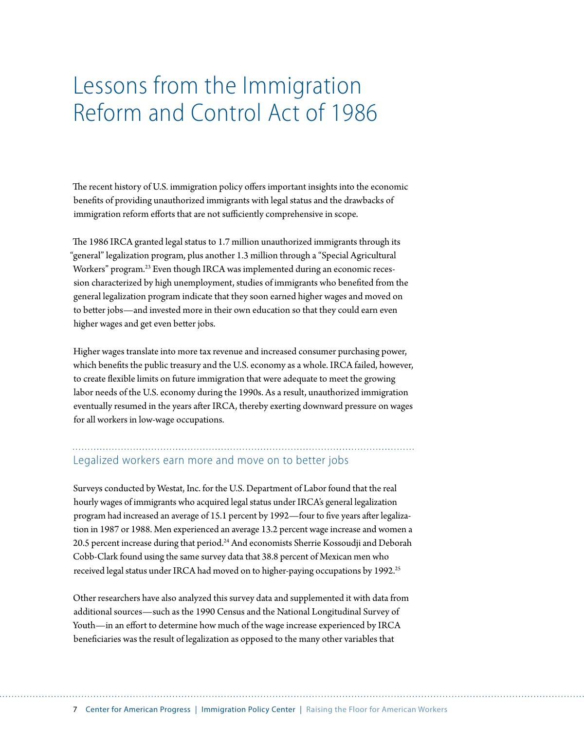// Lessons from the Immigration Reform and Control Act of 1986

The recent history of U.S. immigration policy offers important insights into the economic benefits of providing unauthorized immigrants with legal status and the drawbacks of immigration reform efforts that are not sufficiently comprehensive in scope.

The 1986 IRCA granted legal status to 1.7 million unauthorized immigrants through its "general" legalization program, plus another 1.3 million through a "Special Agricultural Workers" program.[23] Even though IRCA was implemented during an economic recession characterized by high unemployment, studies of immigrants who benefited from the general legalization program indicate that they soon earned higher wages and moved on to better jobs—and invested more in their own education so that they could earn even higher wages and get even better jobs.

Higher wages translate into more tax revenue and increased consumer purchasing power, which benefits the public treasury and the U.S. economy as a whole. IRCA failed, however, to create flexible limits on future immigration that were adequate to meet the growing labor needs of the U.S. economy during the 1990s. As a result, unauthorized immigration eventually resumed in the years after IRCA, thereby exerting downward pressure on wages for all workers in low-wage occupations.

## Legalized workers earn more and move on to better jobs

Surveys conducted by Westat, Inc. for the U.S. Department of Labor found that the real hourly wages of immigrants who acquired legal status under IRCA's general legalization program had increased an average of 15.1 percent by 1992—four to five years after legalization in 1987 or 1988. Men experienced an average 13.2 percent wage increase and women a 20.5 percent increase during that period.[24] And economists Sherrie Kossoudji and Deborah Cobb-Clark found using the same survey data that 38.8 percent of Mexican men who received legal status under IRCA had moved on to higher-paying occupations by 1992.[25]

Other researchers have also analyzed this survey data and supplemented it with data from additional sources—such as the 1990 Census and the National Longitudinal Survey of Youth—in an effort to determine how much of the wage increase experienced by IRCA beneficiaries was the result of legalization as opposed to the many other variables that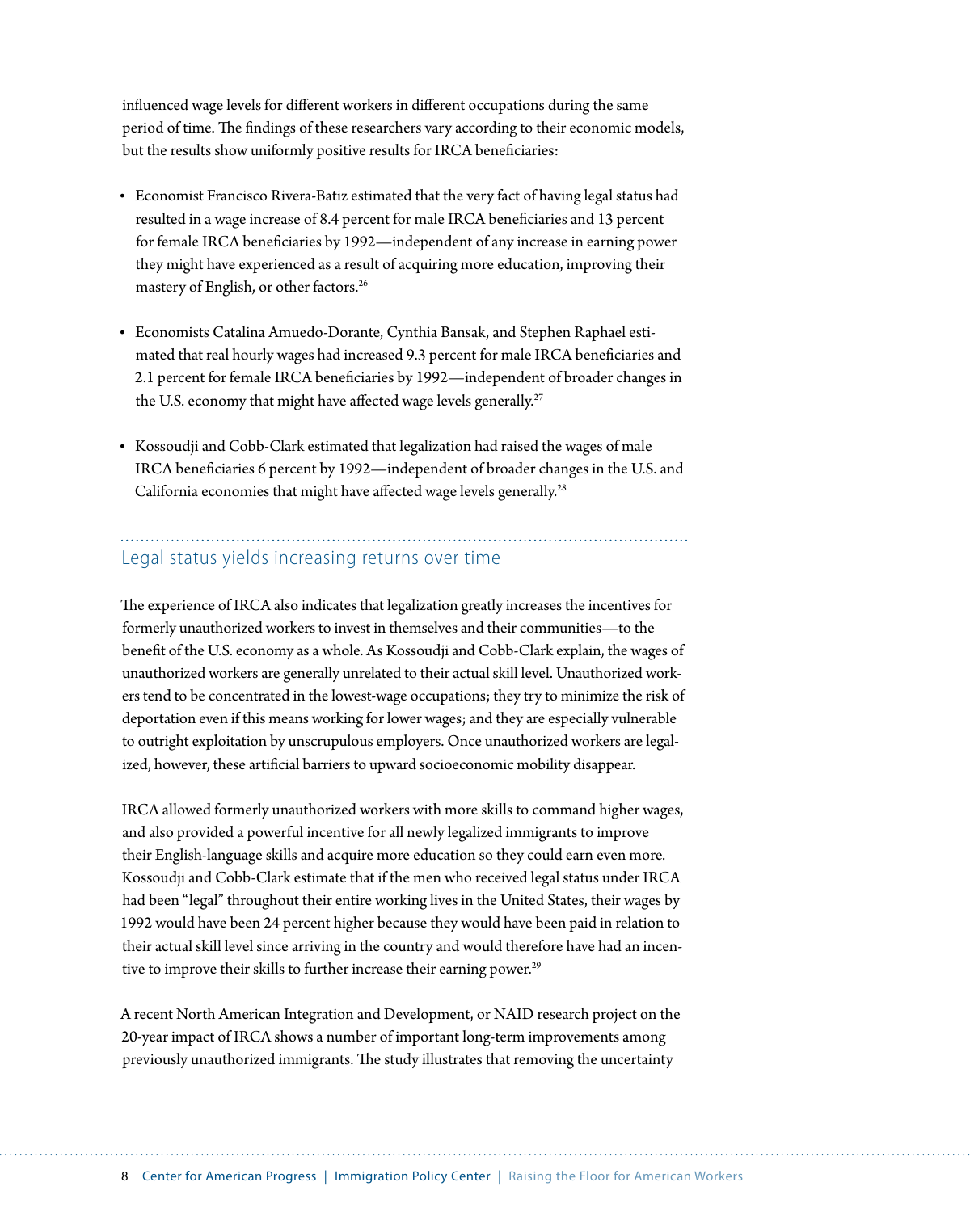influenced wage levels for different workers in different occupations during the same period of time. The findings of these researchers vary according to their economic models, but the results show uniformly positive results for IRCA beneficiaries:

- Economist Francisco Rivera-Batiz estimated that the very fact of having legal status had resulted in a wage increase of 8.4 percent for male IRCA beneficiaries and 13 percent for female IRCA beneficiaries by 1992—independent of any increase in earning power they might have experienced as a result of acquiring more education, improving their mastery of English, or other factors.[26]

- Economists Catalina Amuedo-Dorante, Cynthia Bansak, and Stephen Raphael estimated that real hourly wages had increased 9.3 percent for male IRCA beneficiaries and 2.1 percent for female IRCA beneficiaries by 1992—independent of broader changes in the U.S. economy that might have affected wage levels generally.[27]

- Kossoudji and Cobb-Clark estimated that legalization had raised the wages of male IRCA beneficiaries 6 percent by 1992—independent of broader changes in the U.S. and California economies that might have affected wage levels generally.[28]

## Legal status yields increasing returns over time

The experience of IRCA also indicates that legalization greatly increases the incentives for formerly unauthorized workers to invest in themselves and their communities—to the benefit of the U.S. economy as a whole. As Kossoudji and Cobb-Clark explain, the wages of unauthorized workers are generally unrelated to their actual skill level. Unauthorized workers tend to be concentrated in the lowest-wage occupations; they try to minimize the risk of deportation even if this means working for lower wages; and they are especially vulnerable to outright exploitation by unscrupulous employers. Once unauthorized workers are legalized, however, these artificial barriers to upward socioeconomic mobility disappear.

IRCA allowed formerly unauthorized workers with more skills to command higher wages, and also provided a powerful incentive for all newly legalized immigrants to improve their English-language skills and acquire more education so they could earn even more. Kossoudji and Cobb-Clark estimate that if the men who received legal status under IRCA had been "legal" throughout their entire working lives in the United States, their wages by 1992 would have been 24 percent higher because they would have been paid in relation to their actual skill level since arriving in the country and would therefore have had an incentive to improve their skills to further increase their earning power.[29]

A recent North American Integration and Development, or NAID research project on the 20-year impact of IRCA shows a number of important long-term improvements among previously unauthorized immigrants. The study illustrates that removing the uncertainty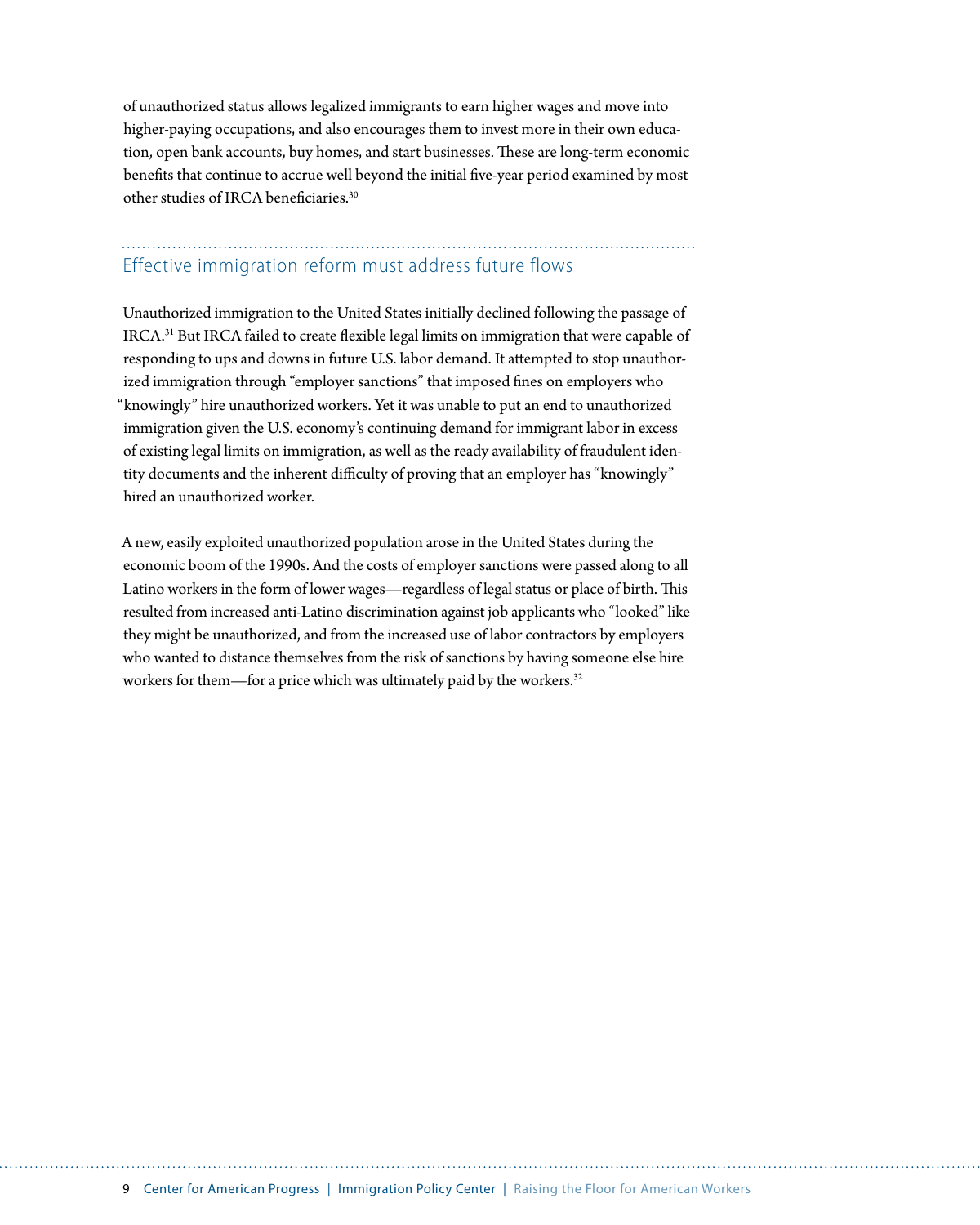of unauthorized status allows legalized immigrants to earn higher wages and move into higher-paying occupations, and also encourages them to invest more in their own education, open bank accounts, buy homes, and start businesses. These are long-term economic benefits that continue to accrue well beyond the initial five-year period examined by most other studies of IRCA beneficiaries.[30]

## Effective immigration reform must address future flows

Unauthorized immigration to the United States initially declined following the passage of IRCA.[31] But IRCA failed to create flexible legal limits on immigration that were capable of responding to ups and downs in future U.S. labor demand. It attempted to stop unauthorized immigration through "employer sanctions" that imposed fines on employers who "knowingly" hire unauthorized workers. Yet it was unable to put an end to unauthorized immigration given the U.S. economy's continuing demand for immigrant labor in excess of existing legal limits on immigration, as well as the ready availability of fraudulent identity documents and the inherent difficulty of proving that an employer has "knowingly" hired an unauthorized worker.

A new, easily exploited unauthorized population arose in the United States during the economic boom of the 1990s. And the costs of employer sanctions were passed along to all Latino workers in the form of lower wages—regardless of legal status or place of birth. This resulted from increased anti-Latino discrimination against job applicants who "looked" like they might be unauthorized, and from the increased use of labor contractors by employers who wanted to distance themselves from the risk of sanctions by having someone else hire workers for them—for a price which was ultimately paid by the workers.[32]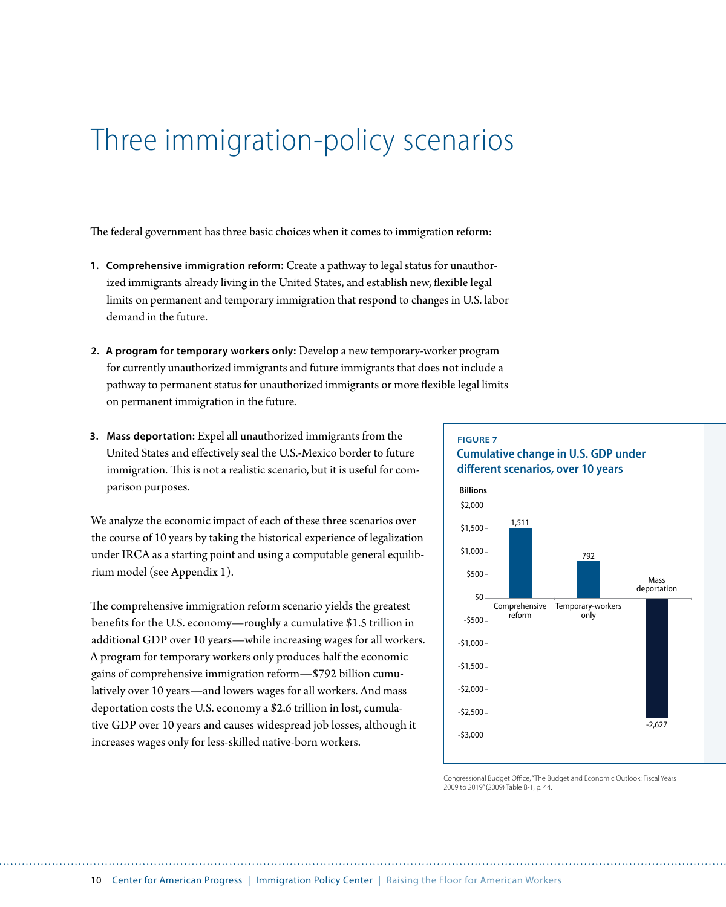# Three immigration-policy scenarios

The federal government has three basic choices when it comes to immigration reform:

1. **Comprehensive immigration reform:** Create a pathway to legal status for unauthorized immigrants already living in the United States, and establish new, flexible legal limits on permanent and temporary immigration that respond to changes in U.S. labor demand in the future.

2. **A program for temporary workers only:** Develop a new temporary-worker program for currently unauthorized immigrants and future immigrants that does not include a pathway to permanent status for unauthorized immigrants or more flexible legal limits on permanent immigration in the future.

3. **Mass deportation:** Expel all unauthorized immigrants from the United States and effectively seal the U.S.-Mexico border to future immigration. This is not a realistic scenario, but it is useful for comparison purposes.

We analyze the economic impact of each of these three scenarios over the course of 10 years by taking the historical experience of legalization under IRCA as a starting point and using a computable general equilibrium model (see Appendix 1).

The comprehensive immigration reform scenario yields the greatest benefits for the U.S. economy—roughly a cumulative $1.5 trillion in additional GDP over 10 years—while increasing wages for all workers. A program for temporary workers only produces half the economic gains of comprehensive immigration reform—$792 billion cumulatively over 10 years—and lowers wages for all workers. And mass deportation costs the U.S. economy a $2.6 trillion in lost, cumulative GDP over 10 years and causes widespread job losses, although it increases wages only for less-skilled native-born workers.

**FIGURE 7**

**Cumulative change in U.S. GDP under different scenarios, over 10 years**

Billions

| Scenario | Cumulative change in GDP (billions) |
|---|---|
| Comprehensive reform | 1,511 |
| Temporary-workers only | 792 |
| Mass deportation | -2,627 |

Congressional Budget Office, "The Budget and Economic Outlook: Fiscal Years 2009 to 2019" (2009) Table B-1, p. 44.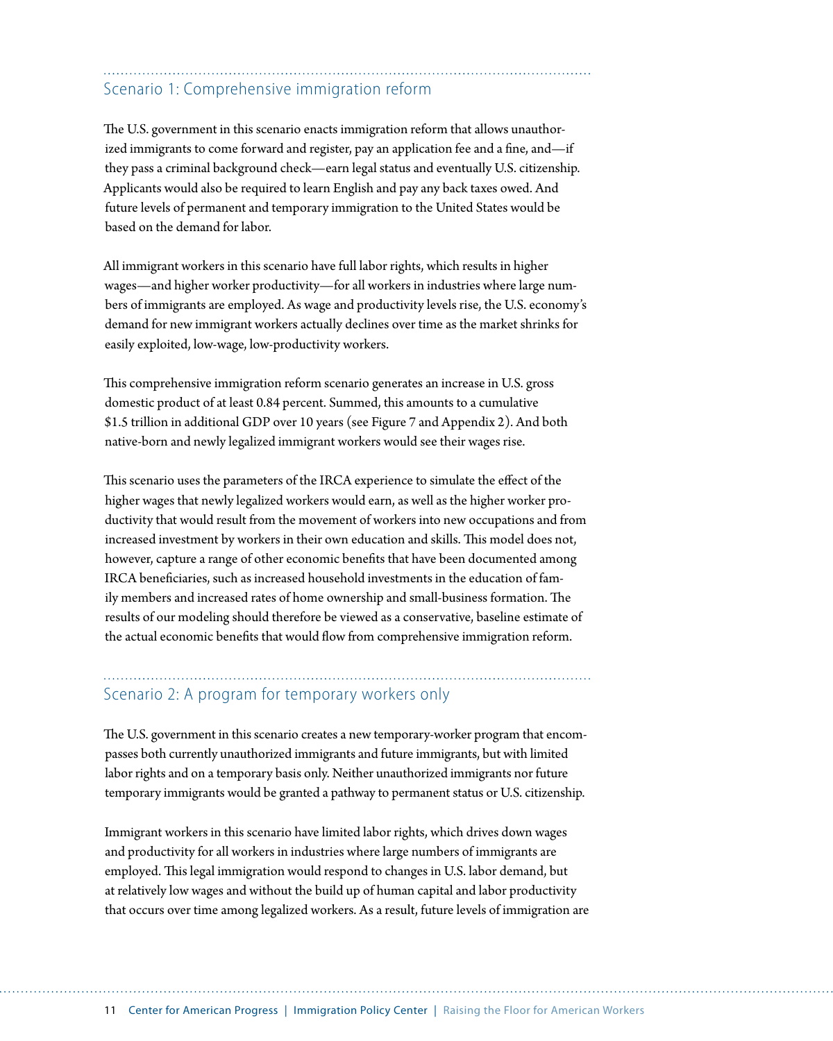## Scenario 1: Comprehensive immigration reform

The U.S. government in this scenario enacts immigration reform that allows unauthorized immigrants to come forward and register, pay an application fee and a fine, and—if they pass a criminal background check—earn legal status and eventually U.S. citizenship. Applicants would also be required to learn English and pay any back taxes owed. And future levels of permanent and temporary immigration to the United States would be based on the demand for labor.

All immigrant workers in this scenario have full labor rights, which results in higher wages—and higher worker productivity—for all workers in industries where large numbers of immigrants are employed. As wage and productivity levels rise, the U.S. economy's demand for new immigrant workers actually declines over time as the market shrinks for easily exploited, low-wage, low-productivity workers.

This comprehensive immigration reform scenario generates an increase in U.S. gross domestic product of at least 0.84 percent. Summed, this amounts to a cumulative $1.5 trillion in additional GDP over 10 years (see Figure 7 and Appendix 2). And both native-born and newly legalized immigrant workers would see their wages rise.

This scenario uses the parameters of the IRCA experience to simulate the effect of the higher wages that newly legalized workers would earn, as well as the higher worker productivity that would result from the movement of workers into new occupations and from increased investment by workers in their own education and skills. This model does not, however, capture a range of other economic benefits that have been documented among IRCA beneficiaries, such as increased household investments in the education of family members and increased rates of home ownership and small-business formation. The results of our modeling should therefore be viewed as a conservative, baseline estimate of the actual economic benefits that would flow from comprehensive immigration reform.

## Scenario 2: A program for temporary workers only

The U.S. government in this scenario creates a new temporary-worker program that encompasses both currently unauthorized immigrants and future immigrants, but with limited labor rights and on a temporary basis only. Neither unauthorized immigrants nor future temporary immigrants would be granted a pathway to permanent status or U.S. citizenship.

Immigrant workers in this scenario have limited labor rights, which drives down wages and productivity for all workers in industries where large numbers of immigrants are employed. This legal immigration would respond to changes in U.S. labor demand, but at relatively low wages and without the build up of human capital and labor productivity that occurs over time among legalized workers. As a result, future levels of immigration are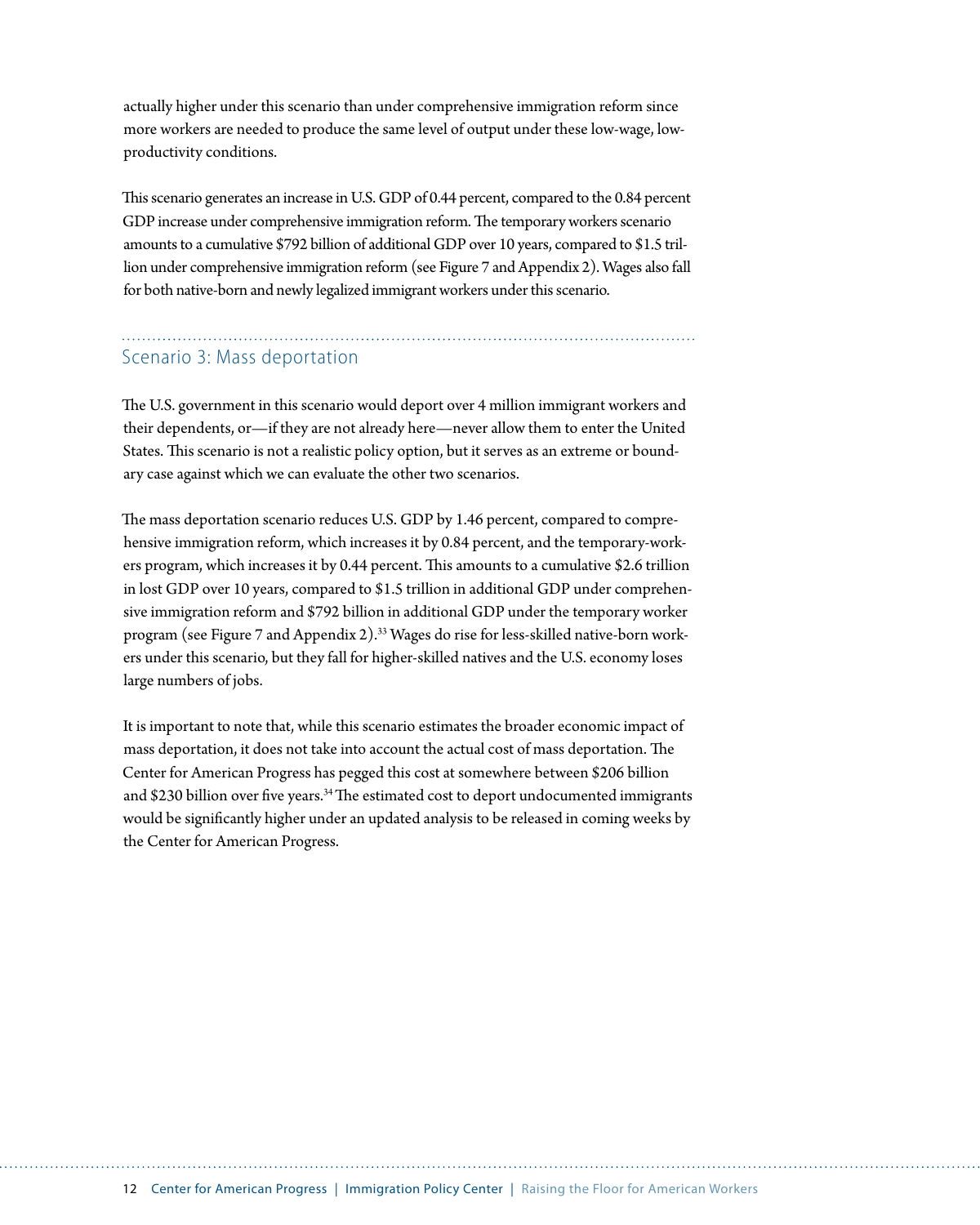actually higher under this scenario than under comprehensive immigration reform since more workers are needed to produce the same level of output under these low-wage, low-productivity conditions.

This scenario generates an increase in U.S. GDP of 0.44 percent, compared to the 0.84 percent GDP increase under comprehensive immigration reform. The temporary workers scenario amounts to a cumulative $792 billion of additional GDP over 10 years, compared to $1.5 trillion under comprehensive immigration reform (see Figure 7 and Appendix 2). Wages also fall for both native-born and newly legalized immigrant workers under this scenario.

## Scenario 3: Mass deportation

The U.S. government in this scenario would deport over 4 million immigrant workers and their dependents, or—if they are not already here—never allow them to enter the United States. This scenario is not a realistic policy option, but it serves as an extreme or boundary case against which we can evaluate the other two scenarios.

The mass deportation scenario reduces U.S. GDP by 1.46 percent, compared to comprehensive immigration reform, which increases it by 0.84 percent, and the temporary-workers program, which increases it by 0.44 percent. This amounts to a cumulative $2.6 trillion in lost GDP over 10 years, compared to $1.5 trillion in additional GDP under comprehensive immigration reform and $792 billion in additional GDP under the temporary worker program (see Figure 7 and Appendix 2).[33] Wages do rise for less-skilled native-born workers under this scenario, but they fall for higher-skilled natives and the U.S. economy loses large numbers of jobs.

It is important to note that, while this scenario estimates the broader economic impact of mass deportation, it does not take into account the actual cost of mass deportation. The Center for American Progress has pegged this cost at somewhere between $206 billion and $230 billion over five years.[34] The estimated cost to deport undocumented immigrants would be significantly higher under an updated analysis to be released in coming weeks by the Center for American Progress.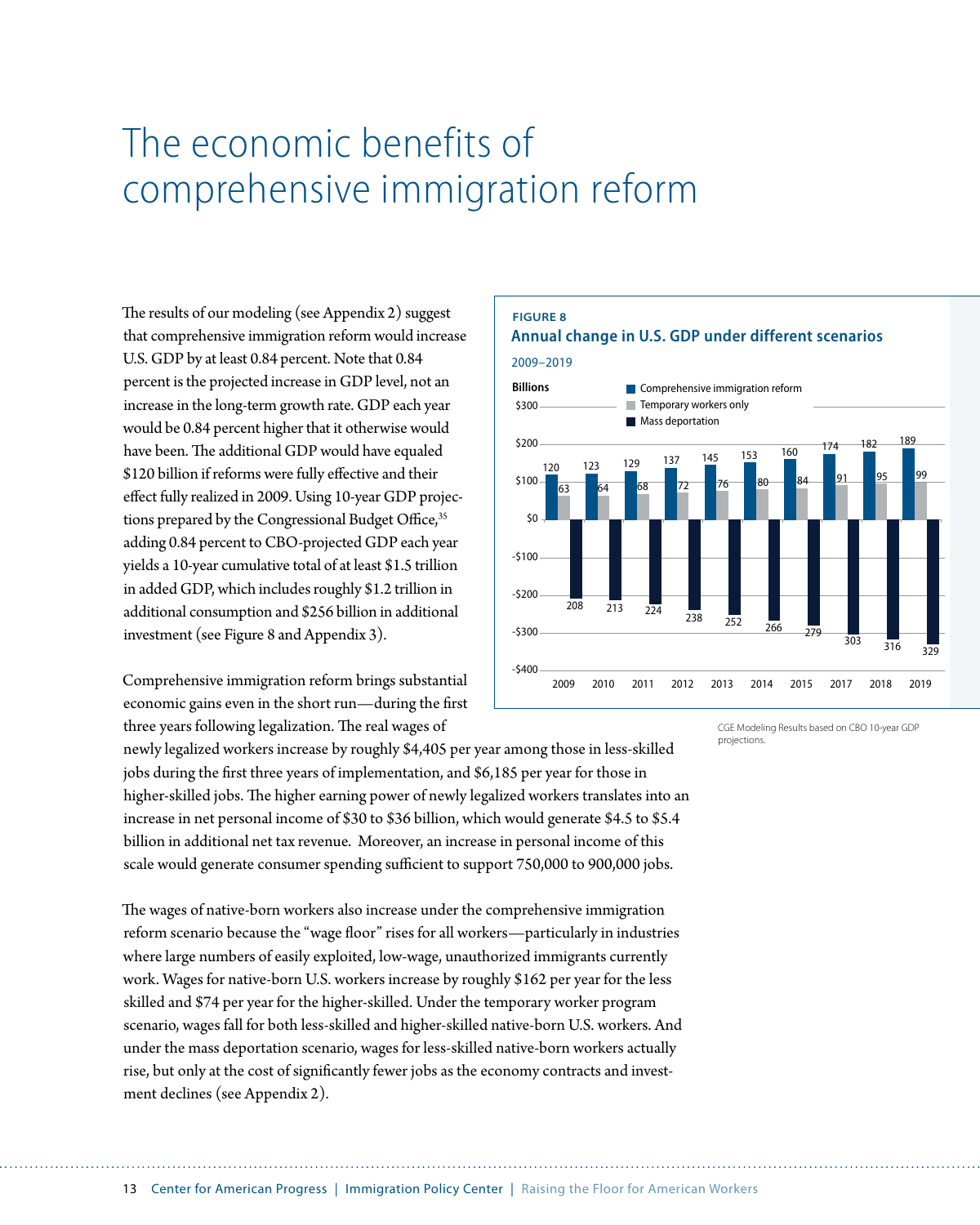# The economic benefits of comprehensive immigration reform

The results of our modeling (see Appendix 2) suggest that comprehensive immigration reform would increase U.S. GDP by at least 0.84 percent. Note that 0.84 percent is the projected increase in GDP level, not an increase in the long-term growth rate. GDP each year would be 0.84 percent higher that it otherwise would have been. The additional GDP would have equaled $120 billion if reforms were fully effective and their effect fully realized in 2009. Using 10-year GDP projections prepared by the Congressional Budget Office,[35] adding 0.84 percent to CBO-projected GDP each year yields a 10-year cumulative total of at least $1.5 trillion in added GDP, which includes roughly $1.2 trillion in additional consumption and $256 billion in additional investment (see Figure 8 and Appendix 3).

**FIGURE 8**

**Annual change in U.S. GDP under different scenarios**

2009–2019

Billions

| Year | Comprehensive immigration reform | Temporary workers only | Mass deportation |
|---|---|---|---|
| 2009 | 120 | 63 | -208 |
| 2010 | 123 | 64 | -213 |
| 2011 | 129 | 68 | -224 |
| 2012 | 137 | 72 | -238 |
| 2013 | 145 | 76 | -252 |
| 2014 | 153 | 80 | -266 |
| 2015 | 160 | 84 | -279 |
| 2017 | 174 | 91 | -303 |
| 2018 | 182 | 95 | -316 |
| 2019 | 189 | 99 | -329 |

CGE Modeling Results based on CBO 10-year GDP projections.

Comprehensive immigration reform brings substantial economic gains even in the short run—during the first three years following legalization. The real wages of newly legalized workers increase by roughly $4,405 per year among those in less-skilled jobs during the first three years of implementation, and $6,185 per year for those in higher-skilled jobs. The higher earning power of newly legalized workers translates into an increase in net personal income of $30 to $36 billion, which would generate $4.5 to $5.4 billion in additional net tax revenue. Moreover, an increase in personal income of this scale would generate consumer spending sufficient to support 750,000 to 900,000 jobs.

The wages of native-born workers also increase under the comprehensive immigration reform scenario because the "wage floor" rises for all workers—particularly in industries where large numbers of easily exploited, low-wage, unauthorized immigrants currently work. Wages for native-born U.S. workers increase by roughly $162 per year for the less skilled and $74 per year for the higher-skilled. Under the temporary worker program scenario, wages fall for both less-skilled and higher-skilled native-born U.S. workers. And under the mass deportation scenario, wages for less-skilled native-born workers actually rise, but only at the cost of significantly fewer jobs as the economy contracts and investment declines (see Appendix 2).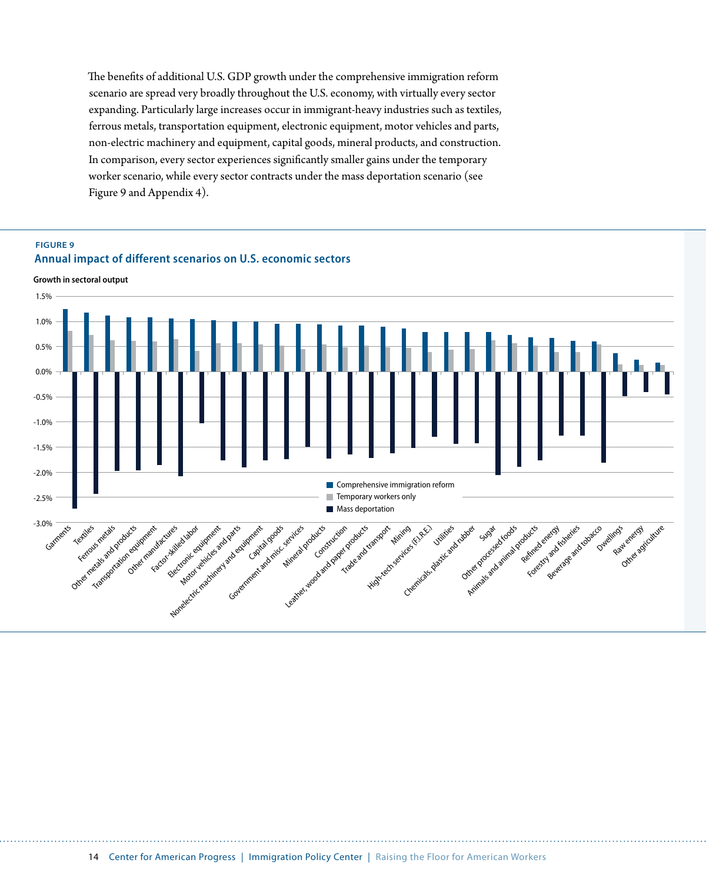The benefits of additional U.S. GDP growth under the comprehensive immigration reform scenario are spread very broadly throughout the U.S. economy, with virtually every sector expanding. Particularly large increases occur in immigrant-heavy industries such as textiles, ferrous metals, transportation equipment, electronic equipment, motor vehicles and parts, non-electric machinery and equipment, capital goods, mineral products, and construction. In comparison, every sector experiences significantly smaller gains under the temporary worker scenario, while every sector contracts under the mass deportation scenario (see Figure 9 and Appendix 4).

**FIGURE 9**

## Annual impact of different scenarios on U.S. economic sectors

**Growth in sectoral output**

Legend: Comprehensive immigration reform; Temporary workers only; Mass deportation

Y-axis: 1.5%, 1.0%, 0.5%, 0.0%, -0.5%, -1.0%, -1.5%, -2.0%, -2.5%, -3.0%

Sectors: Garments, Textiles, Ferrous metals, Other metals and products, Transportation equipment, Other manufactures, Factor-skilled labor, Electronic equipment, Motor vehicles and parts, Nonelectric machinery and equipment, Capital goods, Government and misc. services, Mineral products, Construction, Leather, wood and paper products, Trade and transport, Mining, High-tech services (F.I.R.E.), Utilities, Chemicals, plastic and rubber, Sugar, Other processed foods, Animals and animal products, Refined energy, Forestry and fisheries, Beverage and tobacco, Dwellings, Raw energy, Other agriculture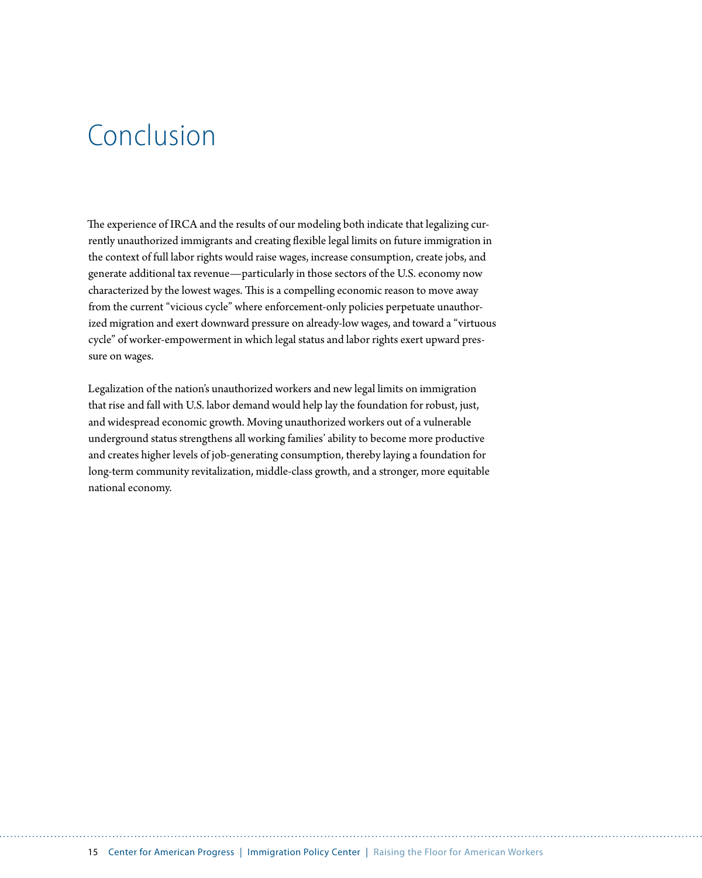# Conclusion

The experience of IRCA and the results of our modeling both indicate that legalizing currently unauthorized immigrants and creating flexible legal limits on future immigration in the context of full labor rights would raise wages, increase consumption, create jobs, and generate additional tax revenue—particularly in those sectors of the U.S. economy now characterized by the lowest wages. This is a compelling economic reason to move away from the current "vicious cycle" where enforcement-only policies perpetuate unauthorized migration and exert downward pressure on already-low wages, and toward a "virtuous cycle" of worker-empowerment in which legal status and labor rights exert upward pressure on wages.

Legalization of the nation's unauthorized workers and new legal limits on immigration that rise and fall with U.S. labor demand would help lay the foundation for robust, just, and widespread economic growth. Moving unauthorized workers out of a vulnerable underground status strengthens all working families' ability to become more productive and creates higher levels of job-generating consumption, thereby laying a foundation for long-term community revitalization, middle-class growth, and a stronger, more equitable national economy.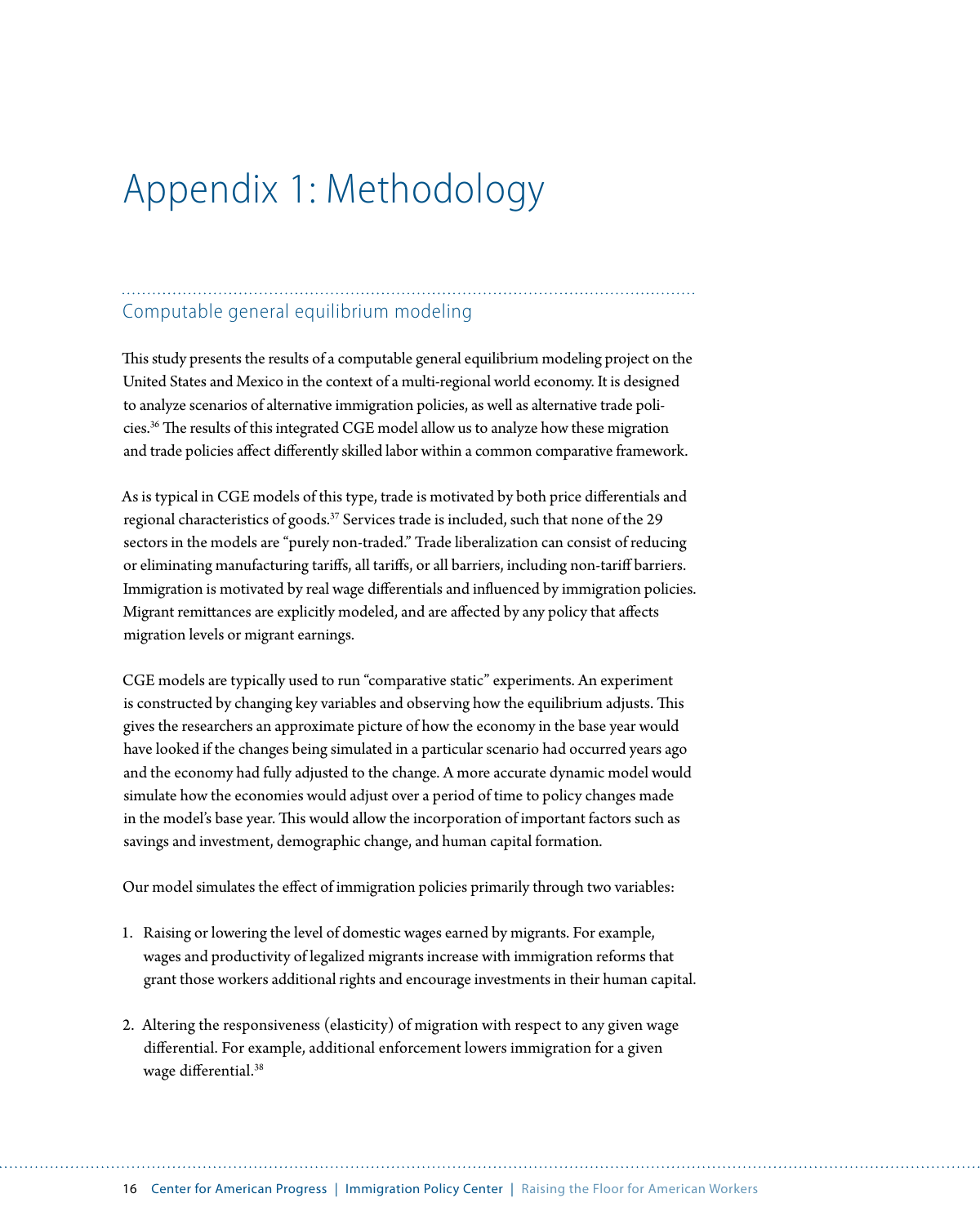# Appendix 1: Methodology

## Computable general equilibrium modeling

This study presents the results of a computable general equilibrium modeling project on the United States and Mexico in the context of a multi-regional world economy. It is designed to analyze scenarios of alternative immigration policies, as well as alternative trade policies.[36] The results of this integrated CGE model allow us to analyze how these migration and trade policies affect differently skilled labor within a common comparative framework.

As is typical in CGE models of this type, trade is motivated by both price differentials and regional characteristics of goods.[37] Services trade is included, such that none of the 29 sectors in the models are "purely non-traded." Trade liberalization can consist of reducing or eliminating manufacturing tariffs, all tariffs, or all barriers, including non-tariff barriers. Immigration is motivated by real wage differentials and influenced by immigration policies. Migrant remittances are explicitly modeled, and are affected by any policy that affects migration levels or migrant earnings.

CGE models are typically used to run "comparative static" experiments. An experiment is constructed by changing key variables and observing how the equilibrium adjusts. This gives the researchers an approximate picture of how the economy in the base year would have looked if the changes being simulated in a particular scenario had occurred years ago and the economy had fully adjusted to the change. A more accurate dynamic model would simulate how the economies would adjust over a period of time to policy changes made in the model's base year. This would allow the incorporation of important factors such as savings and investment, demographic change, and human capital formation.

Our model simulates the effect of immigration policies primarily through two variables:

1. Raising or lowering the level of domestic wages earned by migrants. For example, wages and productivity of legalized migrants increase with immigration reforms that grant those workers additional rights and encourage investments in their human capital.

2. Altering the responsiveness (elasticity) of migration with respect to any given wage differential. For example, additional enforcement lowers immigration for a given wage differential.[38]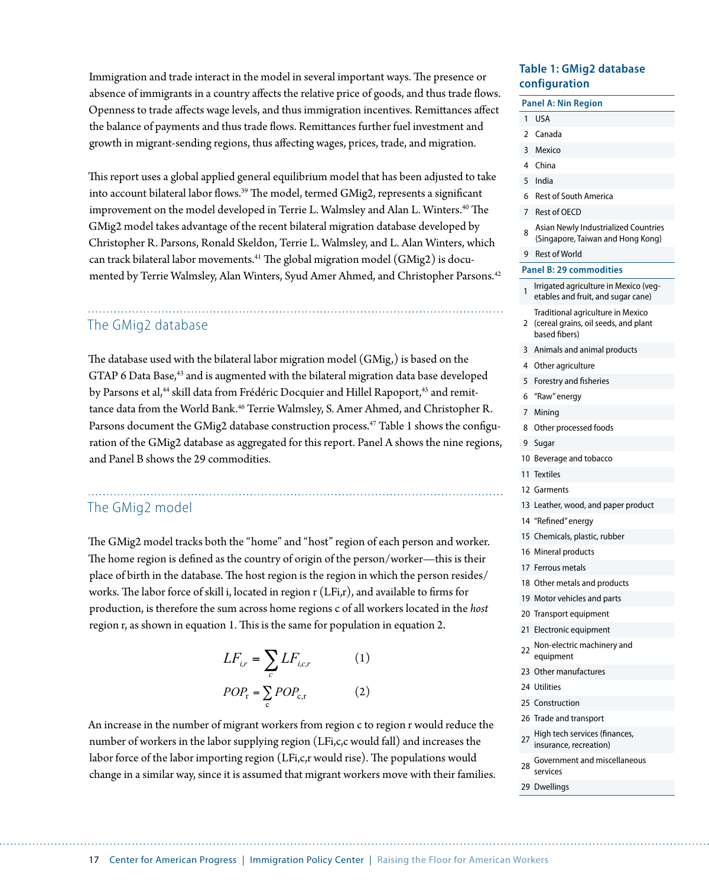Immigration and trade interact in the model in several important ways. The presence or absence of immigrants in a country affects the relative price of goods, and thus trade flows. Openness to trade affects wage levels, and thus immigration incentives. Remittances affect the balance of payments and thus trade flows. Remittances further fuel investment and growth in migrant-sending regions, thus affecting wages, prices, trade, and migration.

This report uses a global applied general equilibrium model that has been adjusted to take into account bilateral labor flows.[39] The model, termed GMig2, represents a significant improvement on the model developed in Terrie L. Walmsley and Alan L. Winters.[40] The GMig2 model takes advantage of the recent bilateral migration database developed by Christopher R. Parsons, Ronald Skeldon, Terrie L. Walmsley, and L. Alan Winters, which can track bilateral labor movements.[41] The global migration model (GMig2) is documented by Terrie Walmsley, Alan Winters, Syud Amer Ahmed, and Christopher Parsons.[42]

## The GMig2 database

The database used with the bilateral labor migration model (GMig,) is based on the GTAP 6 Data Base,[43] and is augmented with the bilateral migration data base developed by Parsons et al,[44] skill data from Frédéric Docquier and Hillel Rapoport,[45] and remittance data from the World Bank.[46] Terrie Walmsley, S. Amer Ahmed, and Christopher R. Parsons document the GMig2 database construction process.[47] Table 1 shows the configuration of the GMig2 database as aggregated for this report. Panel A shows the nine regions, and Panel B shows the 29 commodities.

## The GMig2 model

The GMig2 model tracks both the "home" and "host" region of each person and worker. The home region is defined as the country of origin of the person/worker—this is their place of birth in the database. The host region is the region in which the person resides/works. The labor force of skill i, located in region r ($LF_{i,r}$), and available to firms for production, is therefore the sum across home regions c of all workers located in the *host* region r, as shown in equation 1. This is the same for population in equation 2.

$$LF_{i,r} = \sum_{c} LF_{i,c,r} \qquad (1)$$

$$POP_{r} = \sum_{c} POP_{c,r} \qquad (2)$$

An increase in the number of migrant workers from region c to region r would reduce the number of workers in the labor supplying region ($LF_{i,c,c}$ would fall) and increases the labor force of the labor importing region ($LF_{i,c,r}$ would rise). The populations would change in a similar way, since it is assumed that migrant workers move with their families.

### Table 1: GMig2 database configuration

| Panel A: Nin Region | |
|---|---|
| 1 | USA |
| 2 | Canada |
| 3 | Mexico |
| 4 | China |
| 5 | India |
| 6 | Rest of South America |
| 7 | Rest of OECD |
| 8 | Asian Newly Industrialized Countries (Singapore, Taiwan and Hong Kong) |
| 9 | Rest of World |

| Panel B: 29 commodities | |
|---|---|
| 1 | Irrigated agriculture in Mexico (vegetables and fruit, and sugar cane) |
| 2 | Traditional agriculture in Mexico (cereal grains, oil seeds, and plant based fibers) |
| 3 | Animals and animal products |
| 4 | Other agriculture |
| 5 | Forestry and fisheries |
| 6 | "Raw" energy |
| 7 | Mining |
| 8 | Other processed foods |
| 9 | Sugar |
| 10 | Beverage and tobacco |
| 11 | Textiles |
| 12 | Garments |
| 13 | Leather, wood, and paper product |
| 14 | "Refined" energy |
| 15 | Chemicals, plastic, rubber |
| 16 | Mineral products |
| 17 | Ferrous metals |
| 18 | Other metals and products |
| 19 | Motor vehicles and parts |
| 20 | Transport equipment |
| 21 | Electronic equipment |
| 22 | Non-electric machinery and equipment |
| 23 | Other manufactures |
| 24 | Utilities |
| 25 | Construction |
| 26 | Trade and transport |
| 27 | High tech services (finances, insurance, recreation) |
| 28 | Government and miscellaneous services |
| 29 | Dwellings |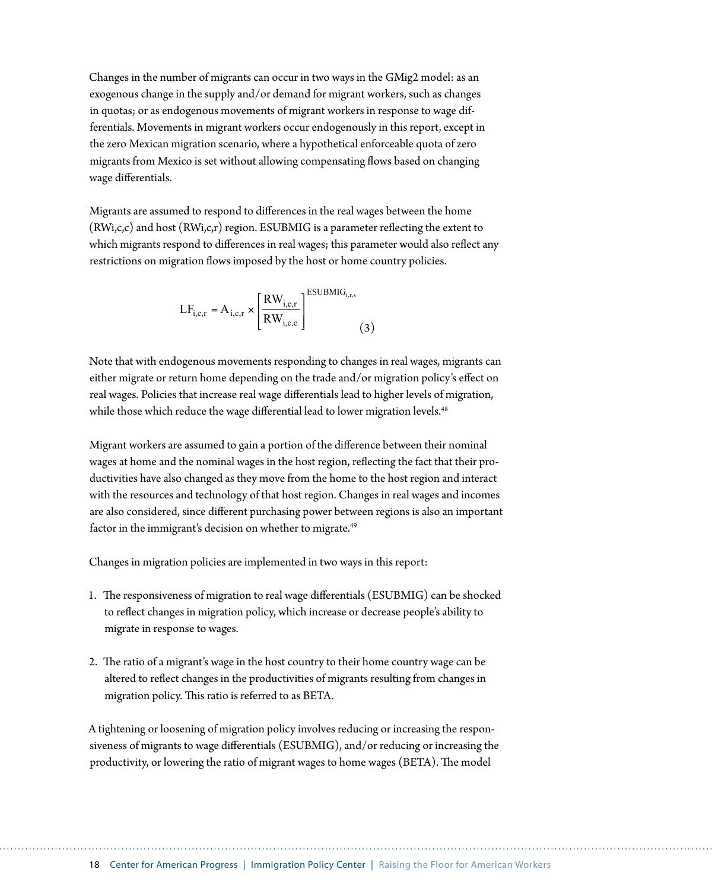Changes in the number of migrants can occur in two ways in the GMig2 model: as an exogenous change in the supply and/or demand for migrant workers, such as changes in quotas; or as endogenous movements of migrant workers in response to wage differentials. Movements in migrant workers occur endogenously in this report, except in the zero Mexican migration scenario, where a hypothetical enforceable quota of zero migrants from Mexico is set without allowing compensating flows based on changing wage differentials.

Migrants are assumed to respond to differences in the real wages between the home ($RW_{i,c,c}$) and host ($RW_{i,c,r}$) region. ESUBMIG is a parameter reflecting the extent to which migrants respond to differences in real wages; this parameter would also reflect any restrictions on migration flows imposed by the host or home country policies.

$$LF_{i,c,r} = A_{i,c,r} \times \left[ \frac{RW_{i,c,r}}{RW_{i,c,c}} \right]^{ESUBMIG_{i,r,s}} \quad (3)$$

Note that with endogenous movements responding to changes in real wages, migrants can either migrate or return home depending on the trade and/or migration policy's effect on real wages. Policies that increase real wage differentials lead to higher levels of migration, while those which reduce the wage differential lead to lower migration levels.[48]

Migrant workers are assumed to gain a portion of the difference between their nominal wages at home and the nominal wages in the host region, reflecting the fact that their productivities have also changed as they move from the home to the host region and interact with the resources and technology of that host region. Changes in real wages and incomes are also considered, since different purchasing power between regions is also an important factor in the immigrant's decision on whether to migrate.[49]

Changes in migration policies are implemented in two ways in this report:

1. The responsiveness of migration to real wage differentials (ESUBMIG) can be shocked to reflect changes in migration policy, which increase or decrease people's ability to migrate in response to wages.

2. The ratio of a migrant's wage in the host country to their home country wage can be altered to reflect changes in the productivities of migrants resulting from changes in migration policy. This ratio is referred to as BETA.

A tightening or loosening of migration policy involves reducing or increasing the responsiveness of migrants to wage differentials (ESUBMIG), and/or reducing or increasing the productivity, or lowering the ratio of migrant wages to home wages (BETA). The model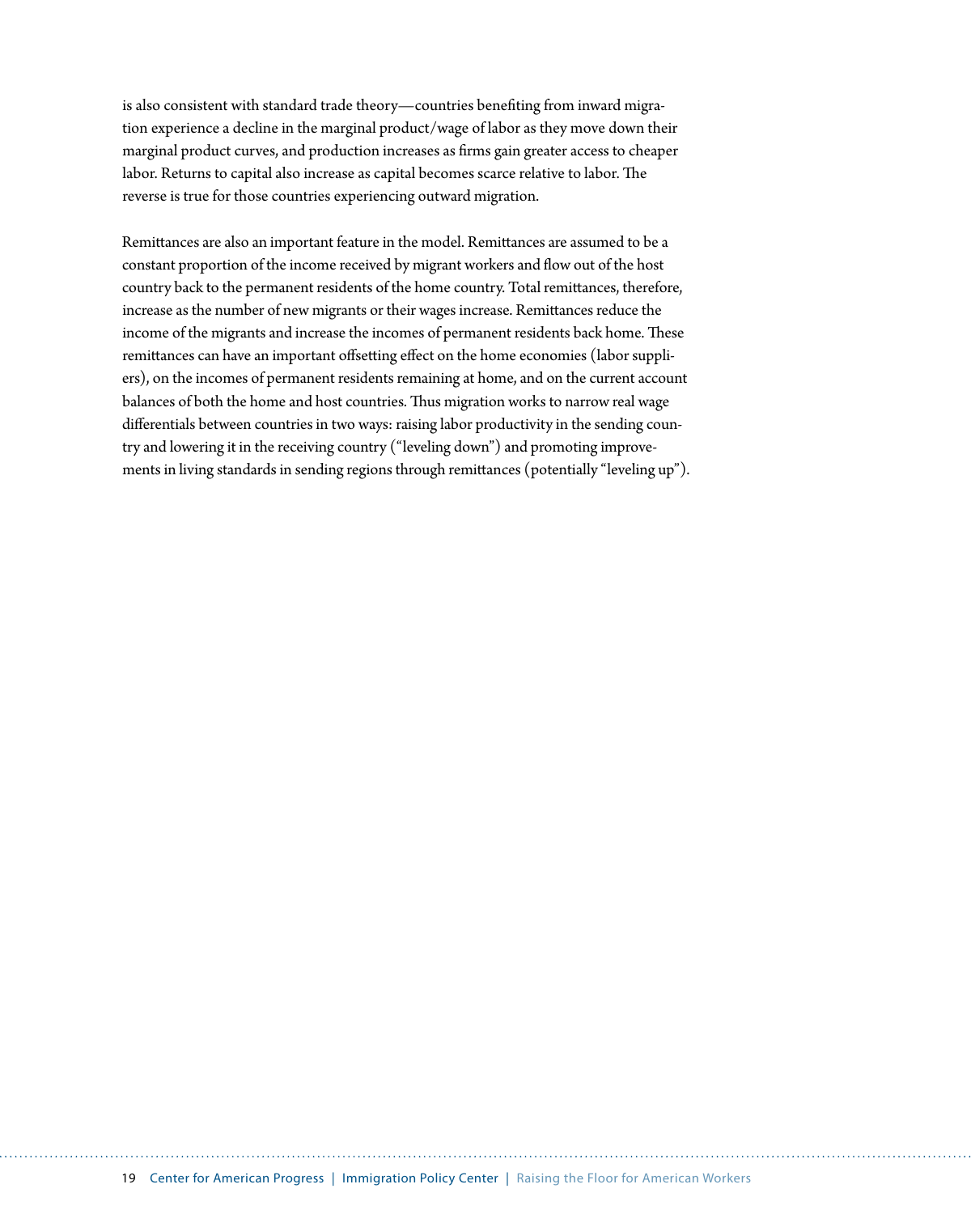is also consistent with standard trade theory—countries benefiting from inward migration experience a decline in the marginal product/wage of labor as they move down their marginal product curves, and production increases as firms gain greater access to cheaper labor. Returns to capital also increase as capital becomes scarce relative to labor. The reverse is true for those countries experiencing outward migration.

Remittances are also an important feature in the model. Remittances are assumed to be a constant proportion of the income received by migrant workers and flow out of the host country back to the permanent residents of the home country. Total remittances, therefore, increase as the number of new migrants or their wages increase. Remittances reduce the income of the migrants and increase the incomes of permanent residents back home. These remittances can have an important offsetting effect on the home economies (labor suppliers), on the incomes of permanent residents remaining at home, and on the current account balances of both the home and host countries. Thus migration works to narrow real wage differentials between countries in two ways: raising labor productivity in the sending country and lowering it in the receiving country ("leveling down") and promoting improvements in living standards in sending regions through remittances (potentially "leveling up").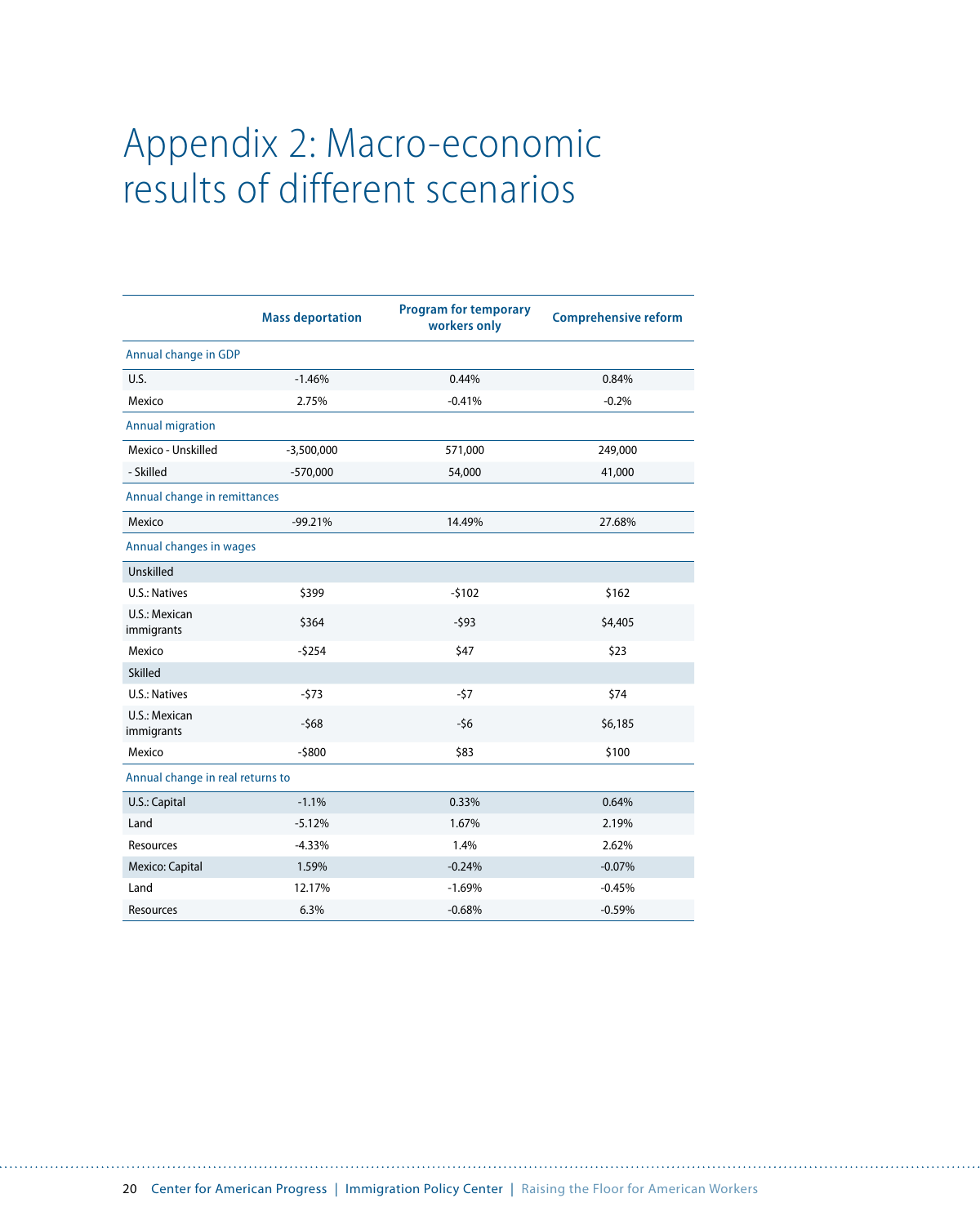# Appendix 2: Macro-economic results of different scenarios

| | Mass deportation | Program for temporary workers only | Comprehensive reform |
|---|---|---|---|
| **Annual change in GDP** | | | |
| U.S. | -1.46% | 0.44% | 0.84% |
| Mexico | 2.75% | -0.41% | -0.2% |
| **Annual migration** | | | |
| Mexico - Unskilled | -3,500,000 | 571,000 | 249,000 |
| - Skilled | -570,000 | 54,000 | 41,000 |
| **Annual change in remittances** | | | |
| Mexico | -99.21% | 14.49% | 27.68% |
| **Annual changes in wages** | | | |
| Unskilled | | | |
| U.S.: Natives | $399 | -$102 | $162 |
| U.S.: Mexican immigrants | $364 | -$93 | $4,405 |
| Mexico | -$254 | $47 | $23 |
| Skilled | | | |
| U.S.: Natives | -$73 | -$7 | $74 |
| U.S.: Mexican immigrants | -$68 | -$6 | $6,185 |
| Mexico | -$800 | $83 | $100 |
| **Annual change in real returns to** | | | |
| U.S.: Capital | -1.1% | 0.33% | 0.64% |
| Land | -5.12% | 1.67% | 2.19% |
| Resources | -4.33% | 1.4% | 2.62% |
| Mexico: Capital | 1.59% | -0.24% | -0.07% |
| Land | 12.17% | -1.69% | -0.45% |
| Resources | 6.3% | -0.68% | -0.59% |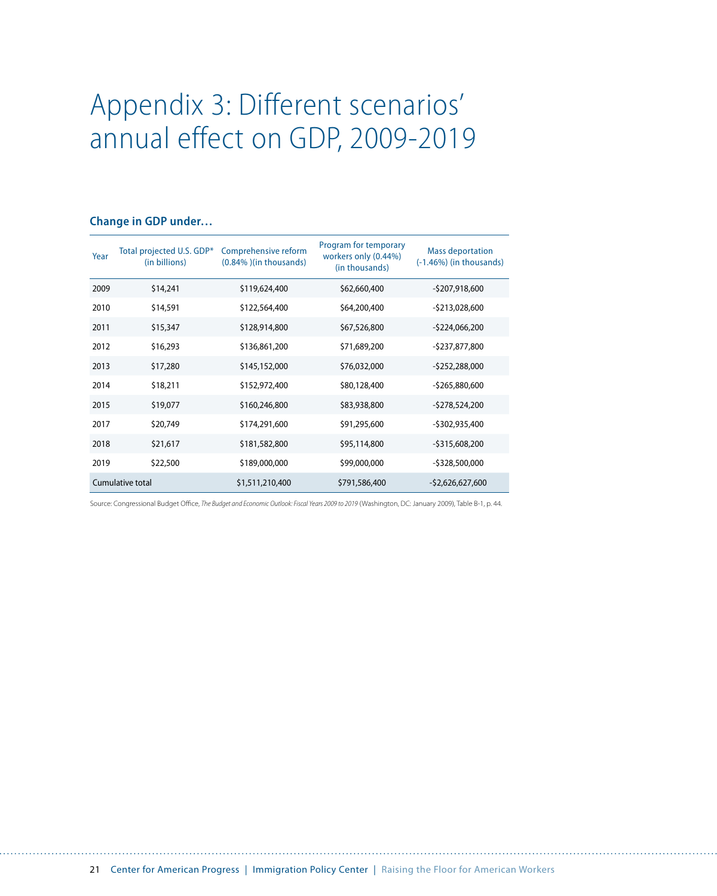# Appendix 3: Different scenarios' annual effect on GDP, 2009-2019

### Change in GDP under…

| Year | Total projected U.S. GDP* (in billions) | Comprehensive reform (0.84% )(in thousands) | Program for temporary workers only (0.44%) (in thousands) | Mass deportation (-1.46%) (in thousands) |
|---|---|---|---|---|
| 2009 | $14,241 | $119,624,400 | $62,660,400 | -$207,918,600 |
| 2010 | $14,591 | $122,564,400 | $64,200,400 | -$213,028,600 |
| 2011 | $15,347 | $128,914,800 | $67,526,800 | -$224,066,200 |
| 2012 | $16,293 | $136,861,200 | $71,689,200 | -$237,877,800 |
| 2013 | $17,280 | $145,152,000 | $76,032,000 | -$252,288,000 |
| 2014 | $18,211 | $152,972,400 | $80,128,400 | -$265,880,600 |
| 2015 | $19,077 | $160,246,800 | $83,938,800 | -$278,524,200 |
| 2017 | $20,749 | $174,291,600 | $91,295,600 | -$302,935,400 |
| 2018 | $21,617 | $181,582,800 | $95,114,800 | -$315,608,200 |
| 2019 | $22,500 | $189,000,000 | $99,000,000 | -$328,500,000 |
| Cumulative total | | $1,511,210,400 | $791,586,400 | -$2,626,627,600 |

Source: Congressional Budget Office, *The Budget and Economic Outlook: Fiscal Years 2009 to 2019* (Washington, DC: January 2009), Table B-1, p. 44.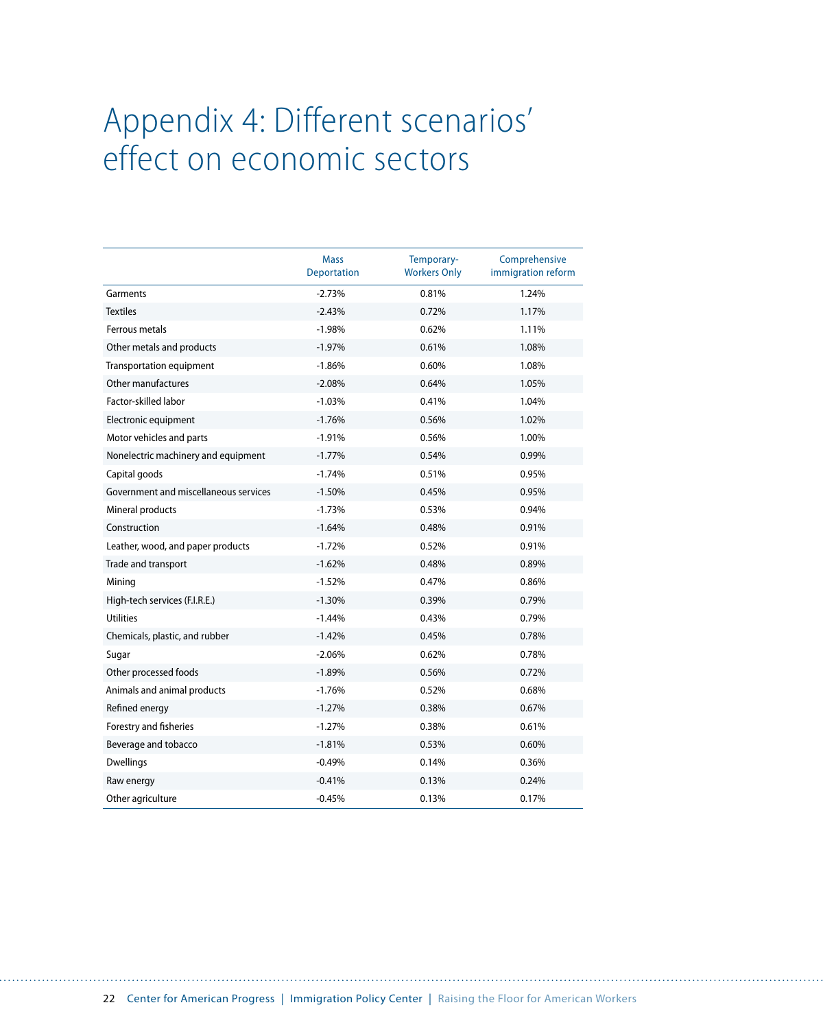# Appendix 4: Different scenarios' effect on economic sectors

| | Mass Deportation | Temporary-Workers Only | Comprehensive immigration reform |
|---|---|---|---|
| Garments | -2.73% | 0.81% | 1.24% |
| Textiles | -2.43% | 0.72% | 1.17% |
| Ferrous metals | -1.98% | 0.62% | 1.11% |
| Other metals and products | -1.97% | 0.61% | 1.08% |
| Transportation equipment | -1.86% | 0.60% | 1.08% |
| Other manufactures | -2.08% | 0.64% | 1.05% |
| Factor-skilled labor | -1.03% | 0.41% | 1.04% |
| Electronic equipment | -1.76% | 0.56% | 1.02% |
| Motor vehicles and parts | -1.91% | 0.56% | 1.00% |
| Nonelectric machinery and equipment | -1.77% | 0.54% | 0.99% |
| Capital goods | -1.74% | 0.51% | 0.95% |
| Government and miscellaneous services | -1.50% | 0.45% | 0.95% |
| Mineral products | -1.73% | 0.53% | 0.94% |
| Construction | -1.64% | 0.48% | 0.91% |
| Leather, wood, and paper products | -1.72% | 0.52% | 0.91% |
| Trade and transport | -1.62% | 0.48% | 0.89% |
| Mining | -1.52% | 0.47% | 0.86% |
| High-tech services (F.I.R.E.) | -1.30% | 0.39% | 0.79% |
| Utilities | -1.44% | 0.43% | 0.79% |
| Chemicals, plastic, and rubber | -1.42% | 0.45% | 0.78% |
| Sugar | -2.06% | 0.62% | 0.78% |
| Other processed foods | -1.89% | 0.56% | 0.72% |
| Animals and animal products | -1.76% | 0.52% | 0.68% |
| Refined energy | -1.27% | 0.38% | 0.67% |
| Forestry and fisheries | -1.27% | 0.38% | 0.61% |
| Beverage and tobacco | -1.81% | 0.53% | 0.60% |
| Dwellings | -0.49% | 0.14% | 0.36% |
| Raw energy | -0.41% | 0.13% | 0.24% |
| Other agriculture | -0.45% | 0.13% | 0.17% |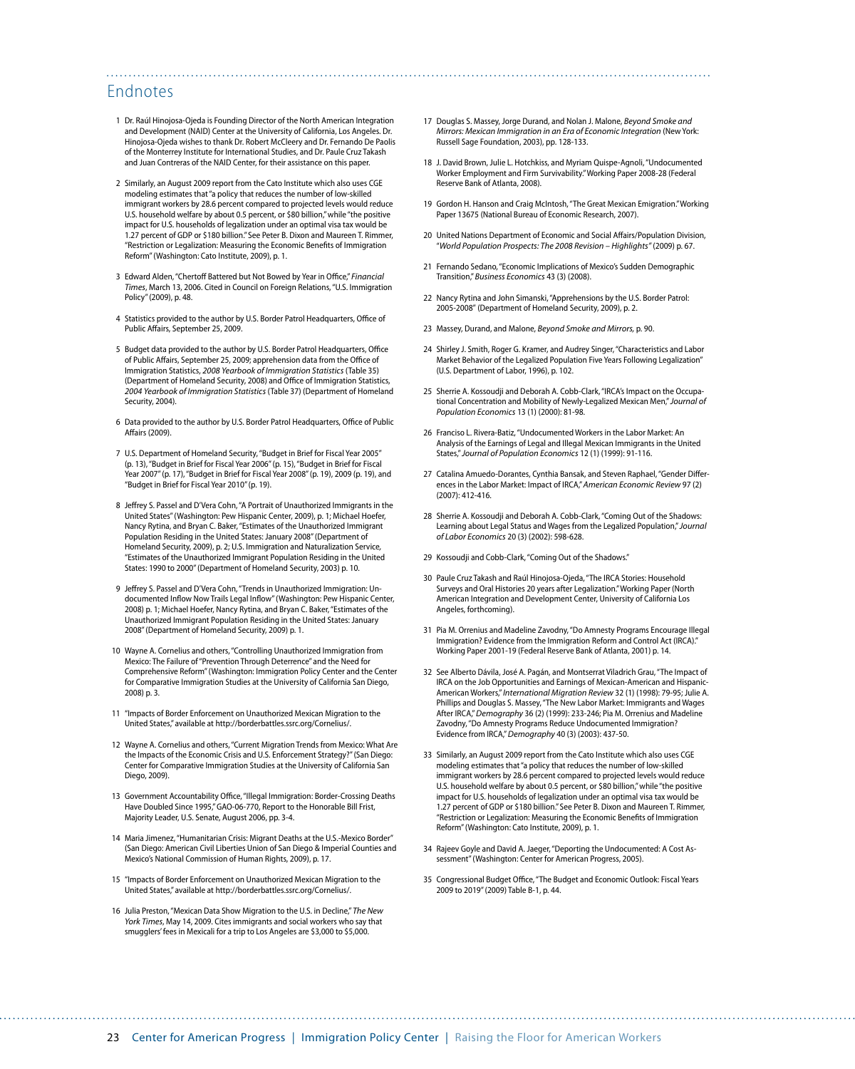## Endnotes

1. Dr. Raúl Hinojosa-Ojeda is Founding Director of the North American Integration and Development (NAID) Center at the University of California, Los Angeles. Dr. Hinojosa-Ojeda wishes to thank Dr. Robert McCleery and Dr. Fernando De Paolis of the Monterrey Institute for International Studies, and Dr. Paule Cruz Takash and Juan Contreras of the NAID Center, for their assistance on this paper.

2. Similarly, an August 2009 report from the Cato Institute which also uses CGE modeling estimates that "a policy that reduces the number of low-skilled immigrant workers by 28.6 percent compared to projected levels would reduce U.S. household welfare by about 0.5 percent, or $80 billion," while "the positive impact for U.S. households of legalization under an optimal visa tax would be 1.27 percent of GDP or $180 billion." See Peter B. Dixon and Maureen T. Rimmer, "Restriction or Legalization: Measuring the Economic Benefits of Immigration Reform" (Washington: Cato Institute, 2009), p. 1.

3. Edward Alden, "Chertoff Battered but Not Bowed by Year in Office," *Financial Times*, March 13, 2006. Cited in Council on Foreign Relations, "U.S. Immigration Policy" (2009), p. 48.

4. Statistics provided to the author by U.S. Border Patrol Headquarters, Office of Public Affairs, September 25, 2009.

5. Budget data provided to the author by U.S. Border Patrol Headquarters, Office of Public Affairs, September 25, 2009; apprehension data from the Office of Immigration Statistics, *2008 Yearbook of Immigration Statistics* (Table 35) (Department of Homeland Security, 2008) and Office of Immigration Statistics, *2004 Yearbook of Immigration Statistics* (Table 37) (Department of Homeland Security, 2004).

6. Data provided to the author by U.S. Border Patrol Headquarters, Office of Public Affairs (2009).

7. U.S. Department of Homeland Security, "Budget in Brief for Fiscal Year 2005" (p. 13), "Budget in Brief for Fiscal Year 2006" (p. 15), "Budget in Brief for Fiscal Year 2007" (p. 17), "Budget in Brief for Fiscal Year 2008" (p. 19), 2009 (p. 19), and "Budget in Brief for Fiscal Year 2010" (p. 19).

8. Jeffrey S. Passel and D'Vera Cohn, "A Portrait of Unauthorized Immigrants in the United States" (Washington: Pew Hispanic Center, 2009), p. 1; Michael Hoefer, Nancy Rytina, and Bryan C. Baker, "Estimates of the Unauthorized Immigrant Population Residing in the United States: January 2008" (Department of Homeland Security, 2009), p. 2; U.S. Immigration and Naturalization Service, "Estimates of the Unauthorized Immigrant Population Residing in the United States: 1990 to 2000" (Department of Homeland Security, 2003) p. 10.

9. Jeffrey S. Passel and D'Vera Cohn, "Trends in Unauthorized Immigration: Undocumented Inflow Now Trails Legal Inflow" (Washington: Pew Hispanic Center, 2008) p. 1; Michael Hoefer, Nancy Rytina, and Bryan C. Baker, "Estimates of the Unauthorized Immigrant Population Residing in the United States: January 2008" (Department of Homeland Security, 2009) p. 1.

10. Wayne A. Cornelius and others, "Controlling Unauthorized Immigration from Mexico: The Failure of "Prevention Through Deterrence" and the Need for Comprehensive Reform" (Washington: Immigration Policy Center and the Center for Comparative Immigration Studies at the University of California San Diego, 2008) p. 3.

11. "Impacts of Border Enforcement on Unauthorized Mexican Migration to the United States," available at http://borderbattles.ssrc.org/Cornelius/.

12. Wayne A. Cornelius and others, "Current Migration Trends from Mexico: What Are the Impacts of the Economic Crisis and U.S. Enforcement Strategy?" (San Diego: Center for Comparative Immigration Studies at the University of California San Diego, 2009).

13. Government Accountability Office, "Illegal Immigration: Border-Crossing Deaths Have Doubled Since 1995," GAO-06-770, Report to the Honorable Bill Frist, Majority Leader, U.S. Senate, August 2006, pp. 3-4.

14. Maria Jimenez, "Humanitarian Crisis: Migrant Deaths at the U.S.-Mexico Border" (San Diego: American Civil Liberties Union of San Diego & Imperial Counties and Mexico's National Commission of Human Rights, 2009), p. 17.

15. "Impacts of Border Enforcement on Unauthorized Mexican Migration to the United States," available at http://borderbattles.ssrc.org/Cornelius/.

16. Julia Preston, "Mexican Data Show Migration to the U.S. in Decline," *The New York Times*, May 14, 2009. Cites immigrants and social workers who say that smugglers' fees in Mexicali for a trip to Los Angeles are $3,000 to $5,000.

17. Douglas S. Massey, Jorge Durand, and Nolan J. Malone, *Beyond Smoke and Mirrors: Mexican Immigration in an Era of Economic Integration* (New York: Russell Sage Foundation, 2003), pp. 128-133.

18. J. David Brown, Julie L. Hotchkiss, and Myriam Quispe-Agnoli, "Undocumented Worker Employment and Firm Survivability." Working Paper 2008-28 (Federal Reserve Bank of Atlanta, 2008).

19. Gordon H. Hanson and Craig McIntosh, "The Great Mexican Emigration." Working Paper 13675 (National Bureau of Economic Research, 2007).

20. United Nations Department of Economic and Social Affairs/Population Division, "*World Population Prospects: The 2008 Revision – Highlights*" (2009) p. 67.

21. Fernando Sedano, "Economic Implications of Mexico's Sudden Demographic Transition," *Business Economics* 43 (3) (2008).

22. Nancy Rytina and John Simanski, "Apprehensions by the U.S. Border Patrol: 2005-2008" (Department of Homeland Security, 2009), p. 2.

23. Massey, Durand, and Malone, *Beyond Smoke and Mirrors*, p. 90.

24. Shirley J. Smith, Roger G. Kramer, and Audrey Singer, "Characteristics and Labor Market Behavior of the Legalized Population Five Years Following Legalization" (U.S. Department of Labor, 1996), p. 102.

25. Sherrie A. Kossoudji and Deborah A. Cobb-Clark, "IRCA's Impact on the Occupational Concentration and Mobility of Newly-Legalized Mexican Men," *Journal of Population Economics* 13 (1) (2000): 81-98.

26. Franciso L. Rivera-Batiz, "Undocumented Workers in the Labor Market: An Analysis of the Earnings of Legal and Illegal Mexican Immigrants in the United States," *Journal of Population Economics* 12 (1) (1999): 91-116.

27. Catalina Amuedo-Dorantes, Cynthia Bansak, and Steven Raphael, "Gender Differences in the Labor Market: Impact of IRCA," *American Economic Review* 97 (2) (2007): 412-416.

28. Sherrie A. Kossoudji and Deborah A. Cobb-Clark, "Coming Out of the Shadows: Learning about Legal Status and Wages from the Legalized Population," *Journal of Labor Economics* 20 (3) (2002): 598-628.

29. Kossoudji and Cobb-Clark, "Coming Out of the Shadows."

30. Paule Cruz Takash and Raúl Hinojosa-Ojeda, "The IRCA Stories: Household Surveys and Oral Histories 20 years after Legalization." Working Paper (North American Integration and Development Center, University of California Los Angeles, forthcoming).

31. Pia M. Orrenius and Madeline Zavodny, "Do Amnesty Programs Encourage Illegal Immigration? Evidence from the Immigration Reform and Control Act (IRCA)." Working Paper 2001-19 (Federal Reserve Bank of Atlanta, 2001) p. 14.

32. See Alberto Dávila, José A. Pagán, and Montserrat Viladrich Grau, "The Impact of IRCA on the Job Opportunities and Earnings of Mexican-American and Hispanic-American Workers," *International Migration Review* 32 (1) (1998): 79-95; Julie A. Phillips and Douglas S. Massey, "The New Labor Market: Immigrants and Wages After IRCA," *Demography* 36 (2) (1999): 233-246; Pia M. Orrenius and Madeline Zavodny, "Do Amnesty Programs Reduce Undocumented Immigration? Evidence from IRCA," *Demography* 40 (3) (2003): 437-50.

33. Similarly, an August 2009 report from the Cato Institute which also uses CGE modeling estimates that "a policy that reduces the number of low-skilled immigrant workers by 28.6 percent compared to projected levels would reduce U.S. household welfare by about 0.5 percent, or $80 billion," while "the positive impact for U.S. households of legalization under an optimal visa tax would be 1.27 percent of GDP or $180 billion." See Peter B. Dixon and Maureen T. Rimmer, "Restriction or Legalization: Measuring the Economic Benefits of Immigration Reform" (Washington: Cato Institute, 2009), p. 1.

34. Rajeev Goyle and David A. Jaeger, "Deporting the Undocumented: A Cost Assessment" (Washington: Center for American Progress, 2005).

35. Congressional Budget Office, "The Budget and Economic Outlook: Fiscal Years 2009 to 2019" (2009) Table B-1, p. 44.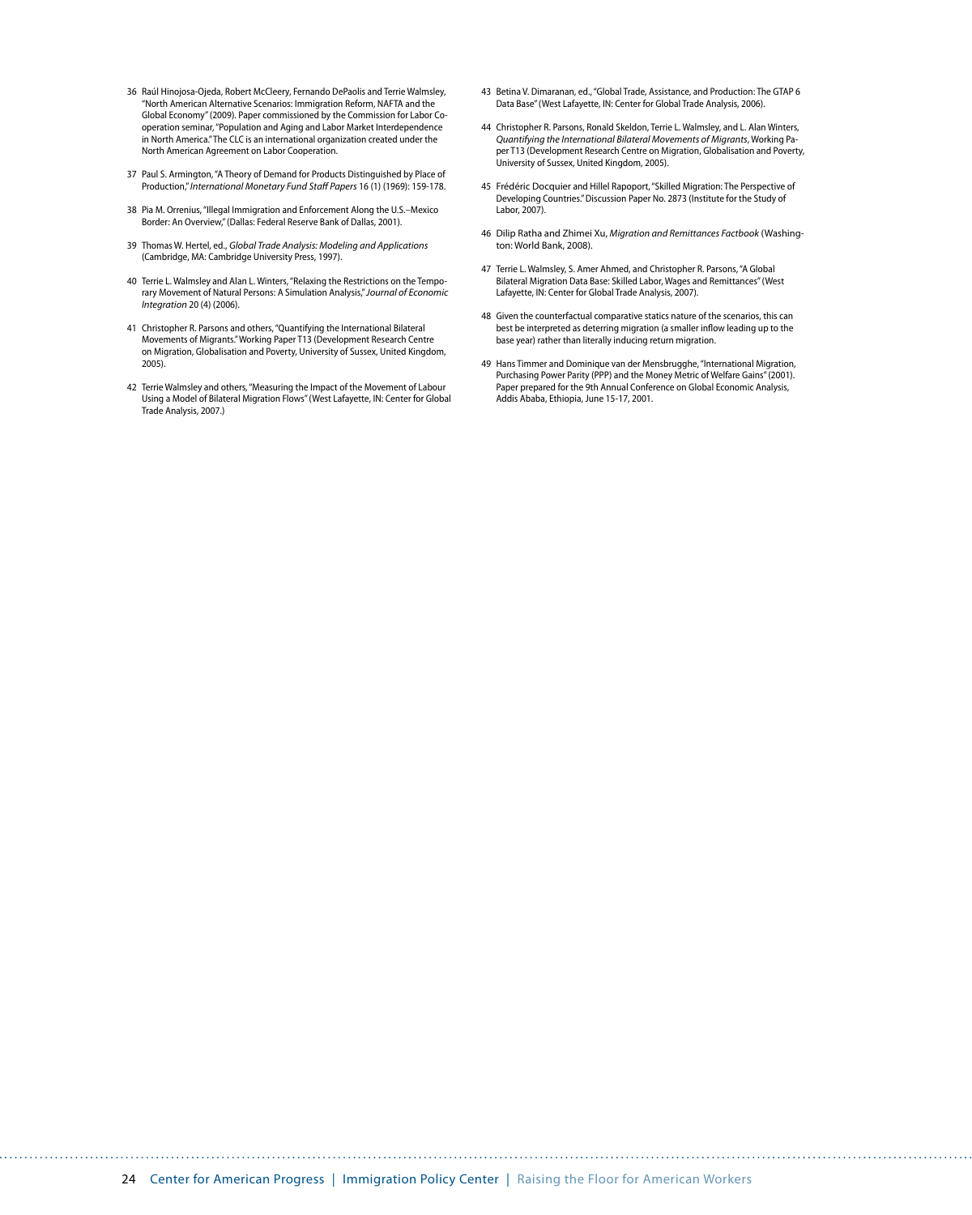36 Raúl Hinojosa-Ojeda, Robert McCleery, Fernando DePaolis and Terrie Walmsley, "North American Alternative Scenarios: Immigration Reform, NAFTA and the Global Economy" (2009). Paper commissioned by the Commission for Labor Cooperation seminar, "Population and Aging and Labor Market Interdependence in North America." The CLC is an international organization created under the North American Agreement on Labor Cooperation.

37 Paul S. Armington, "A Theory of Demand for Products Distinguished by Place of Production," *International Monetary Fund Staff Papers* 16 (1) (1969): 159-178.

38 Pia M. Orrenius, "Illegal Immigration and Enforcement Along the U.S.–Mexico Border: An Overview," (Dallas: Federal Reserve Bank of Dallas, 2001).

39 Thomas W. Hertel, ed., *Global Trade Analysis: Modeling and Applications* (Cambridge, MA: Cambridge University Press, 1997).

40 Terrie L. Walmsley and Alan L. Winters, "Relaxing the Restrictions on the Temporary Movement of Natural Persons: A Simulation Analysis," *Journal of Economic Integration* 20 (4) (2006).

41 Christopher R. Parsons and others, "Quantifying the International Bilateral Movements of Migrants." Working Paper T13 (Development Research Centre on Migration, Globalisation and Poverty, University of Sussex, United Kingdom, 2005).

42 Terrie Walmsley and others, "Measuring the Impact of the Movement of Labour Using a Model of Bilateral Migration Flows" (West Lafayette, IN: Center for Global Trade Analysis, 2007.)

43 Betina V. Dimaranan, ed., "Global Trade, Assistance, and Production: The GTAP 6 Data Base" (West Lafayette, IN: Center for Global Trade Analysis, 2006).

44 Christopher R. Parsons, Ronald Skeldon, Terrie L. Walmsley, and L. Alan Winters, *Quantifying the International Bilateral Movements of Migrants*, Working Paper T13 (Development Research Centre on Migration, Globalisation and Poverty, University of Sussex, United Kingdom, 2005).

45 Frédéric Docquier and Hillel Rapoport, "Skilled Migration: The Perspective of Developing Countries." Discussion Paper No. 2873 (Institute for the Study of Labor, 2007).

46 Dilip Ratha and Zhimei Xu, *Migration and Remittances Factbook* (Washington: World Bank, 2008).

47 Terrie L. Walmsley, S. Amer Ahmed, and Christopher R. Parsons, "A Global Bilateral Migration Data Base: Skilled Labor, Wages and Remittances" (West Lafayette, IN: Center for Global Trade Analysis, 2007).

48 Given the counterfactual comparative statics nature of the scenarios, this can best be interpreted as deterring migration (a smaller inflow leading up to the base year) rather than literally inducing return migration.

49 Hans Timmer and Dominique van der Mensbrugghe, "International Migration, Purchasing Power Parity (PPP) and the Money Metric of Welfare Gains" (2001). Paper prepared for the 9th Annual Conference on Global Economic Analysis, Addis Ababa, Ethiopia, June 15-17, 2001.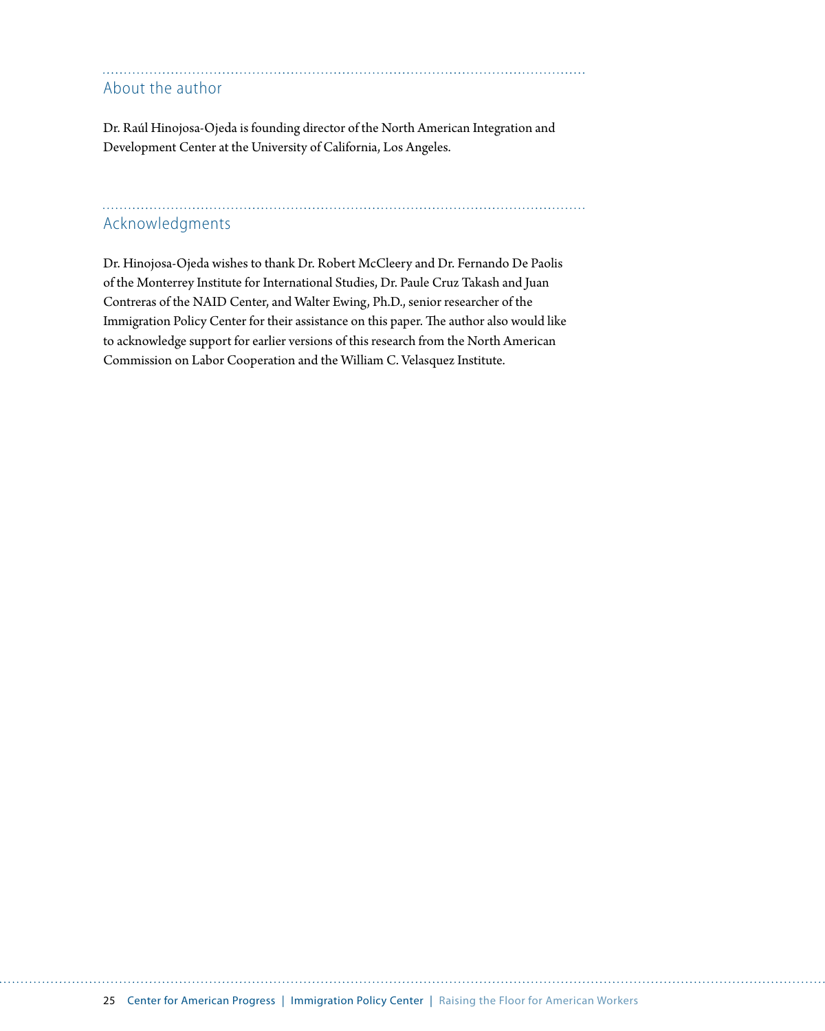## About the author

Dr. Raúl Hinojosa-Ojeda is founding director of the North American Integration and Development Center at the University of California, Los Angeles.

## Acknowledgments

Dr. Hinojosa-Ojeda wishes to thank Dr. Robert McCleery and Dr. Fernando De Paolis of the Monterrey Institute for International Studies, Dr. Paule Cruz Takash and Juan Contreras of the NAID Center, and Walter Ewing, Ph.D., senior researcher of the Immigration Policy Center for their assistance on this paper. The author also would like to acknowledge support for earlier versions of this research from the North American Commission on Labor Cooperation and the William C. Velasquez Institute.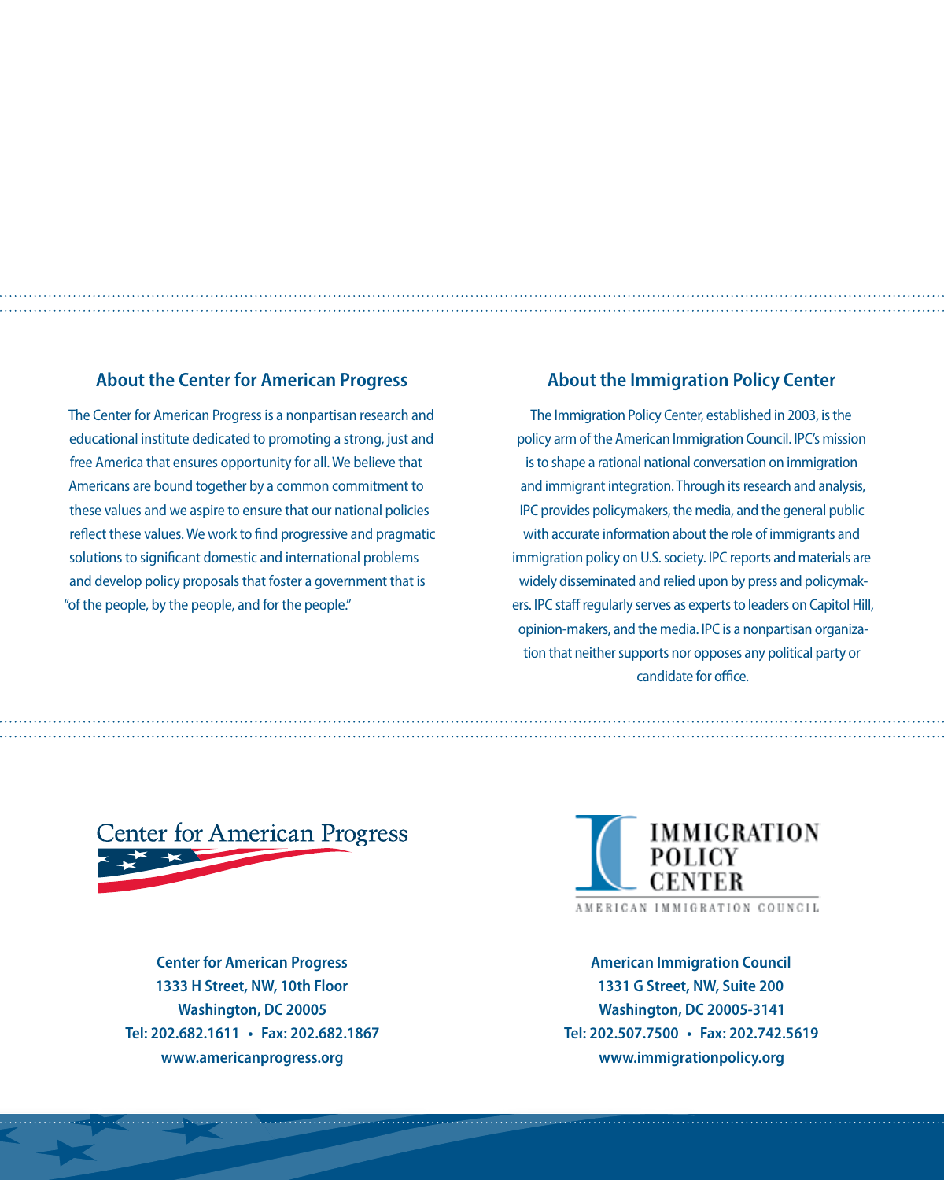## About the Center for American Progress

The Center for American Progress is a nonpartisan research and educational institute dedicated to promoting a strong, just and free America that ensures opportunity for all. We believe that Americans are bound together by a common commitment to these values and we aspire to ensure that our national policies reflect these values. We work to find progressive and pragmatic solutions to significant domestic and international problems and develop policy proposals that foster a government that is "of the people, by the people, and for the people."

## About the Immigration Policy Center

The Immigration Policy Center, established in 2003, is the policy arm of the American Immigration Council. IPC's mission is to shape a rational national conversation on immigration and immigrant integration. Through its research and analysis, IPC provides policymakers, the media, and the general public with accurate information about the role of immigrants and immigration policy on U.S. society. IPC reports and materials are widely disseminated and relied upon by press and policymakers. IPC staff regularly serves as experts to leaders on Capitol Hill, opinion-makers, and the media. IPC is a nonpartisan organization that neither supports nor opposes any political party or candidate for office.

Center for American Progress

IMMIGRATION POLICY CENTER
AMERICAN IMMIGRATION COUNCIL

**Center for American Progress**
**1333 H Street, NW, 10th Floor**
**Washington, DC 20005**
**Tel: 202.682.1611 • Fax: 202.682.1867**
**www.americanprogress.org**

**American Immigration Council**
**1331 G Street, NW, Suite 200**
**Washington, DC 20005-3141**
**Tel: 202.507.7500 • Fax: 202.742.5619**
**www.immigrationpolicy.org**